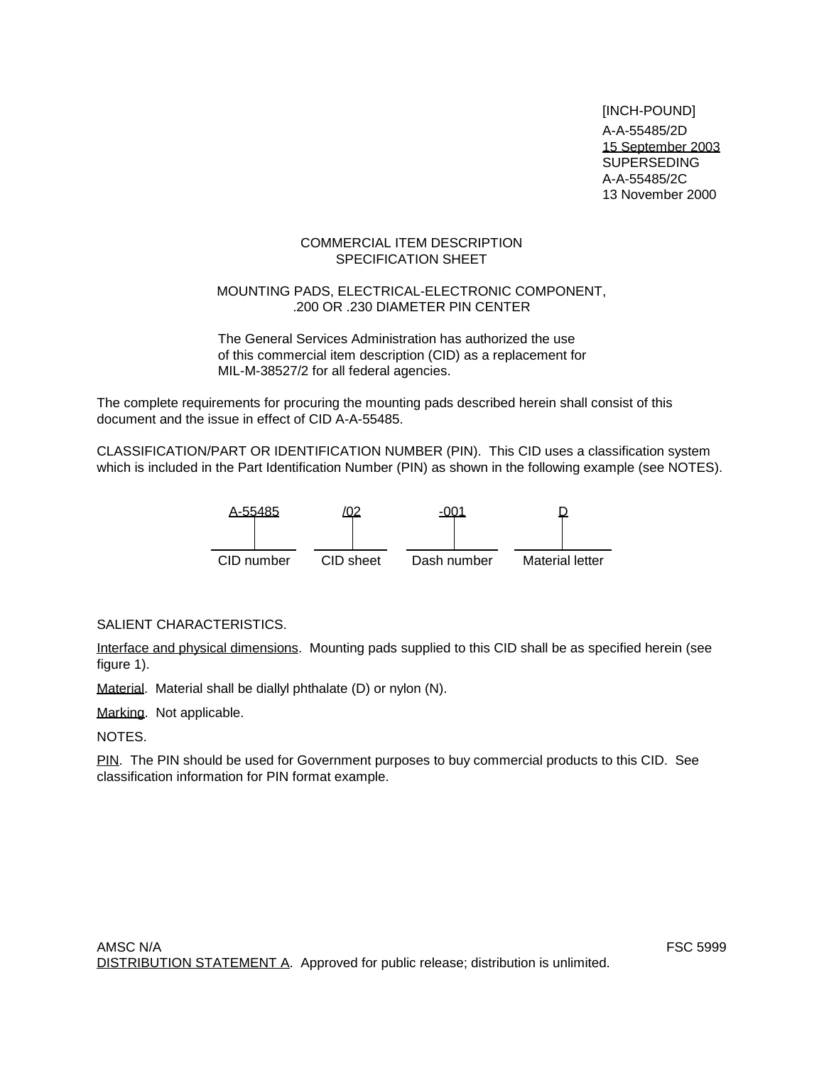[INCH-POUND]

A-A-55485/2D
15 September 2003
SUPERSEDING
A-A-55485/2C
13 November 2000

COMMERCIAL ITEM DESCRIPTION
SPECIFICATION SHEET

MOUNTING PADS, ELECTRICAL-ELECTRONIC COMPONENT,
.200 OR .230 DIAMETER PIN CENTER

The General Services Administration has authorized the use of this commercial item description (CID) as a replacement for MIL-M-38527/2 for all federal agencies.

The complete requirements for procuring the mounting pads described herein shall consist of this document and the issue in effect of CID A-A-55485.

CLASSIFICATION/PART OR IDENTIFICATION NUMBER (PIN). This CID uses a classification system which is included in the Part Identification Number (PIN) as shown in the following example (see NOTES).

| A-55485 | /02 | -001 | D |
|---|---|---|---|
| CID number | CID sheet | Dash number | Material letter |

SALIENT CHARACTERISTICS.

Interface and physical dimensions. Mounting pads supplied to this CID shall be as specified herein (see figure 1).

Material. Material shall be diallyl phthalate (D) or nylon (N).

Marking. Not applicable.

NOTES.

PIN. The PIN should be used for Government purposes to buy commercial products to this CID. See classification information for PIN format example.

AMSC N/A FSC 5999

DISTRIBUTION STATEMENT A. Approved for public release; distribution is unlimited.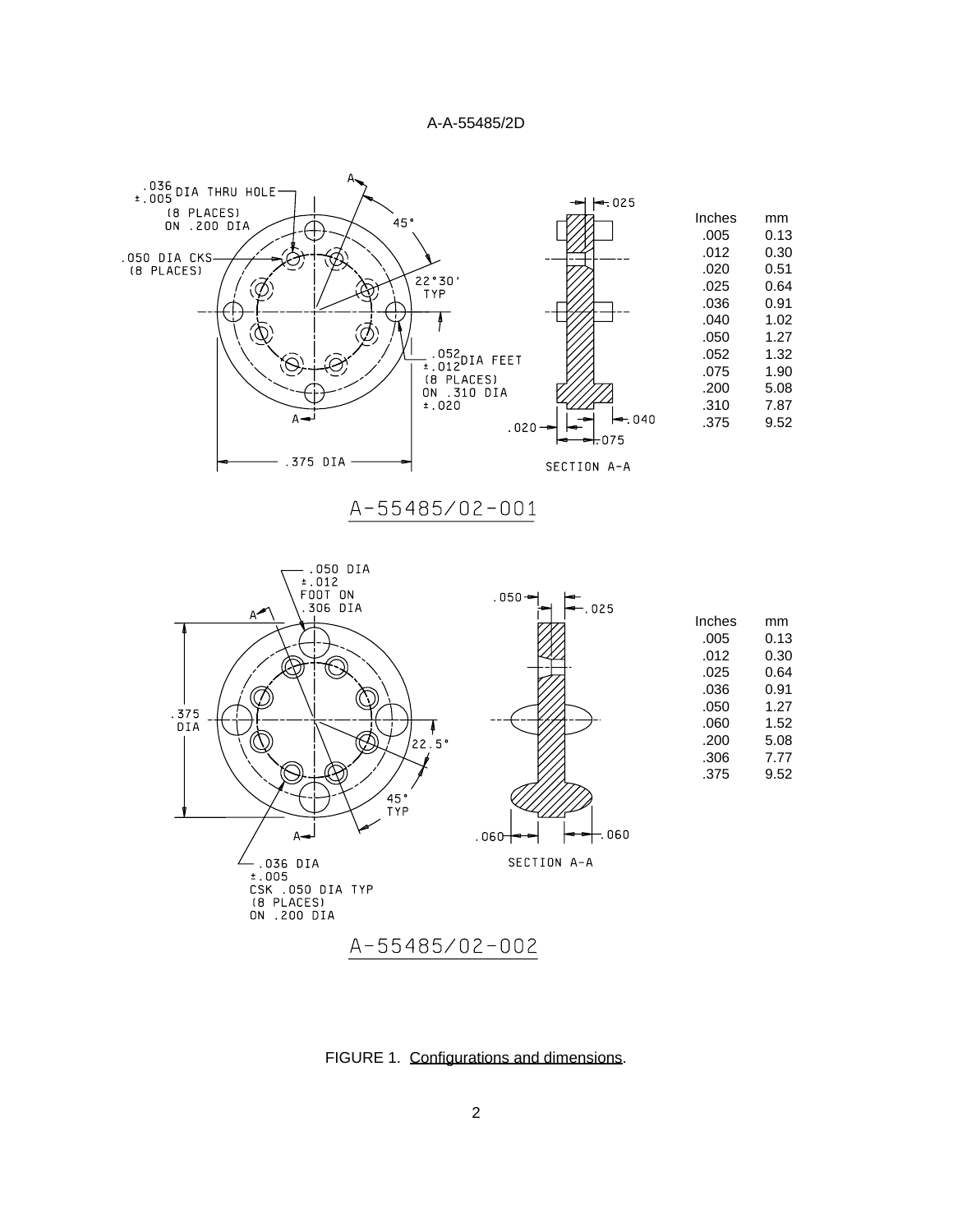A-55485/02-001

| Inches | mm |
|---|---|
| .005 | 0.13 |
| .012 | 0.30 |
| .020 | 0.51 |
| .025 | 0.64 |
| .036 | 0.91 |
| .040 | 1.02 |
| .050 | 1.27 |
| .052 | 1.32 |
| .075 | 1.90 |
| .200 | 5.08 |
| .310 | 7.87 |
| .375 | 9.52 |

A-55485/02-002

| Inches | mm |
|---|---|
| .005 | 0.13 |
| .012 | 0.30 |
| .025 | 0.64 |
| .036 | 0.91 |
| .050 | 1.27 |
| .060 | 1.52 |
| .200 | 5.08 |
| .306 | 7.77 |
| .375 | 9.52 |

FIGURE 1. Configurations and dimensions.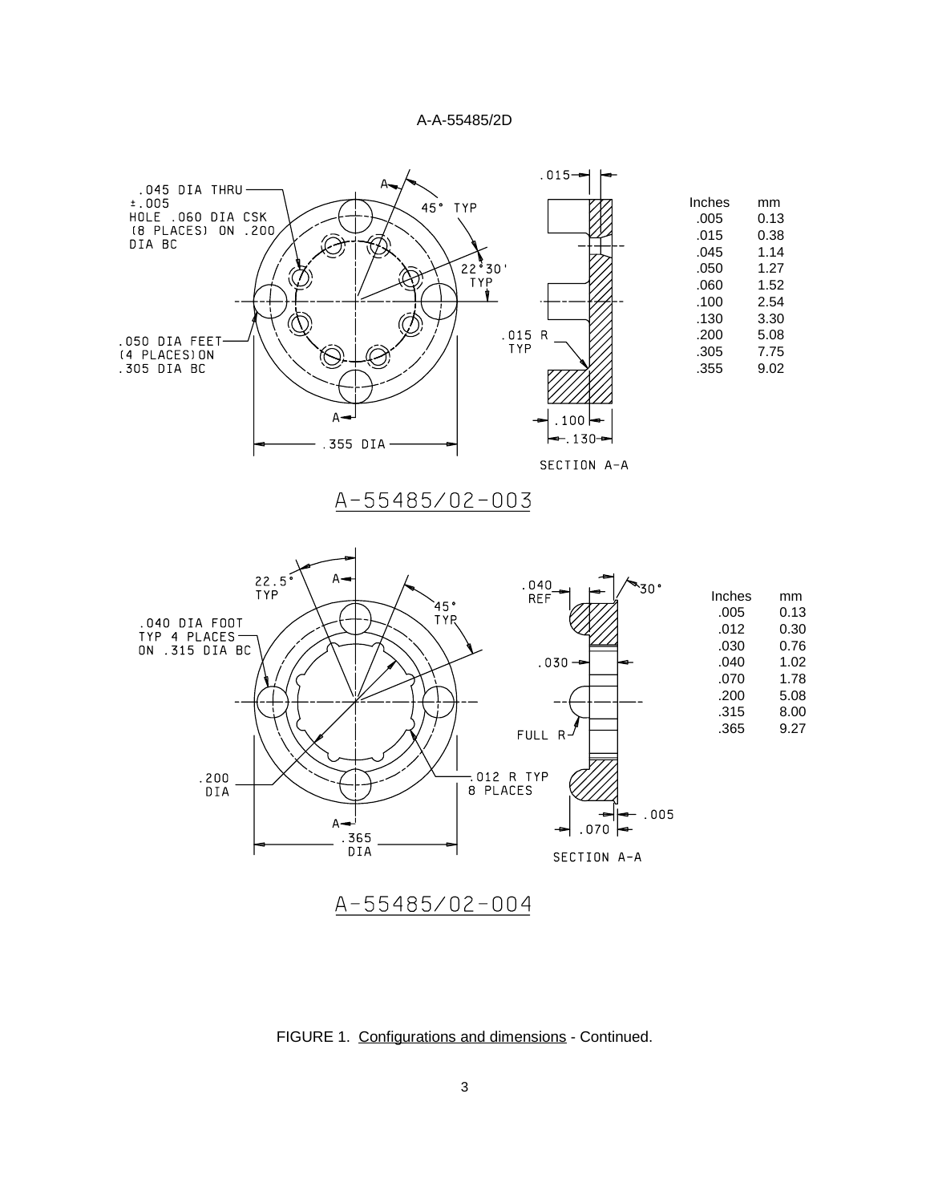.045 DIA THRU
±.005
HOLE .060 DIA CSK
(8 PLACES) ON .200
DIA BC

45° TYP

22°30' TYP

.050 DIA FEET
(4 PLACES) ON
.305 DIA BC

.355 DIA

.015

.015 R
TYP

.100

.130

SECTION A-A

| Inches | mm |
|---|---|
| .005 | 0.13 |
| .015 | 0.38 |
| .045 | 1.14 |
| .050 | 1.27 |
| .060 | 1.52 |
| .100 | 2.54 |
| .130 | 3.30 |
| .200 | 5.08 |
| .305 | 7.75 |
| .355 | 9.02 |

A-55485/02-003

22.5° TYP

45° TYP

.040 DIA FOOT
TYP 4 PLACES
ON .315 DIA BC

.200
DIA

.012 R TYP
8 PLACES

.365
DIA

.040
REF

30°

.030

FULL R

.005

.070

SECTION A-A

| Inches | mm |
|---|---|
| .005 | 0.13 |
| .012 | 0.30 |
| .030 | 0.76 |
| .040 | 1.02 |
| .070 | 1.78 |
| .200 | 5.08 |
| .315 | 8.00 |
| .365 | 9.27 |

A-55485/02-004

FIGURE 1. Configurations and dimensions - Continued.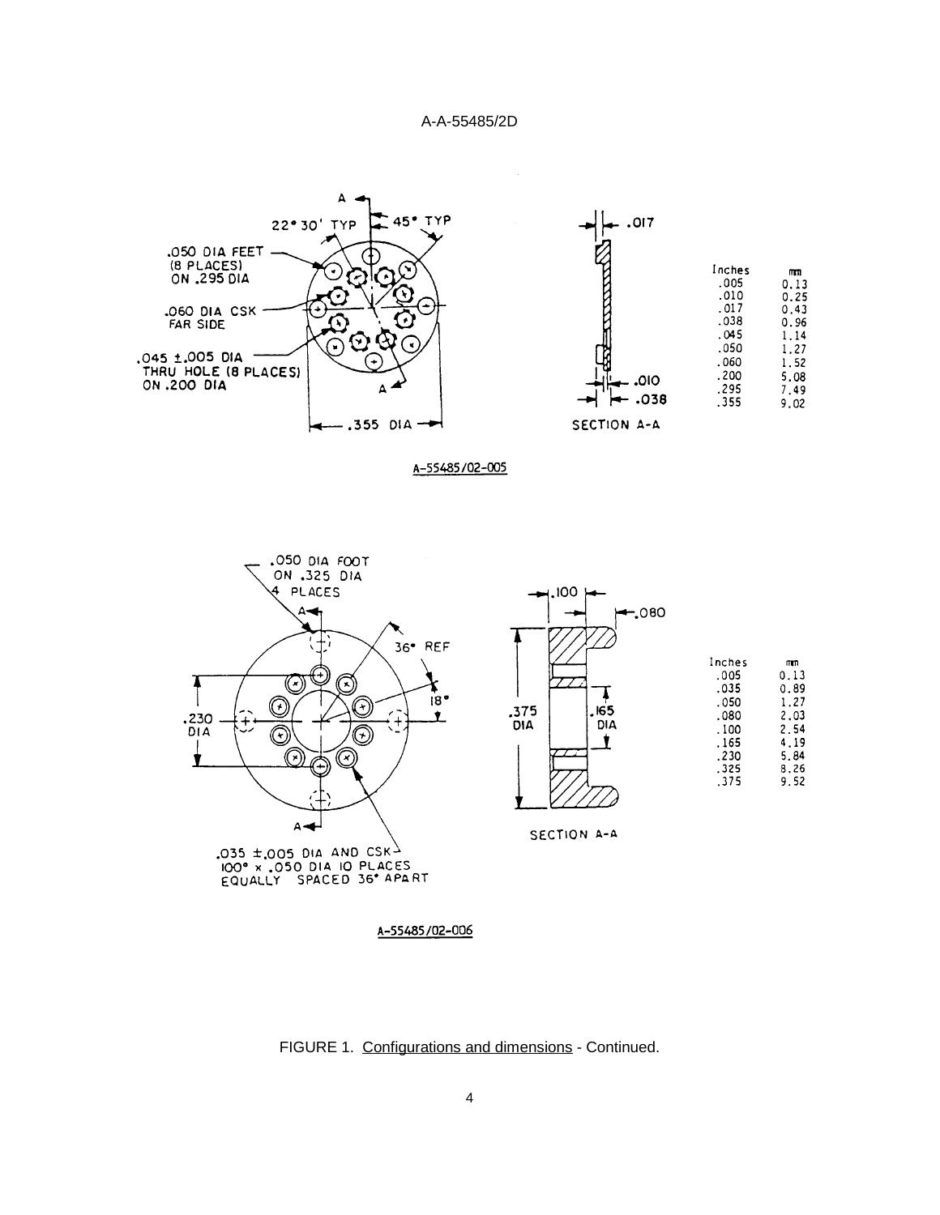.050 DIA FEET (8 PLACES) ON .295 DIA

22° 30' TYP

45° TYP

.060 DIA CSK FAR SIDE

.045 ±.005 DIA THRU HOLE (8 PLACES) ON .200 DIA

.355 DIA

.017

.010

.038

SECTION A-A

| Inches | mm |
|---|---|
| .005 | 0.13 |
| .010 | 0.25 |
| .017 | 0.43 |
| .038 | 0.96 |
| .045 | 1.14 |
| .050 | 1.27 |
| .060 | 1.52 |
| .200 | 5.08 |
| .295 | 7.49 |
| .355 | 9.02 |

A-55485/02-005

.050 DIA FOOT ON .325 DIA 4 PLACES

36° REF

18°

.230 DIA

.035 ±.005 DIA AND CSK 100° x .050 DIA 10 PLACES EQUALLY SPACED 36° APART

.100

.080

.375 DIA

.165 DIA

SECTION A-A

| Inches | mm |
|---|---|
| .005 | 0.13 |
| .035 | 0.89 |
| .050 | 1.27 |
| .080 | 2.03 |
| .100 | 2.54 |
| .165 | 4.19 |
| .230 | 5.84 |
| .325 | 8.26 |
| .375 | 9.52 |

A-55485/02-006

FIGURE 1. Configurations and dimensions - Continued.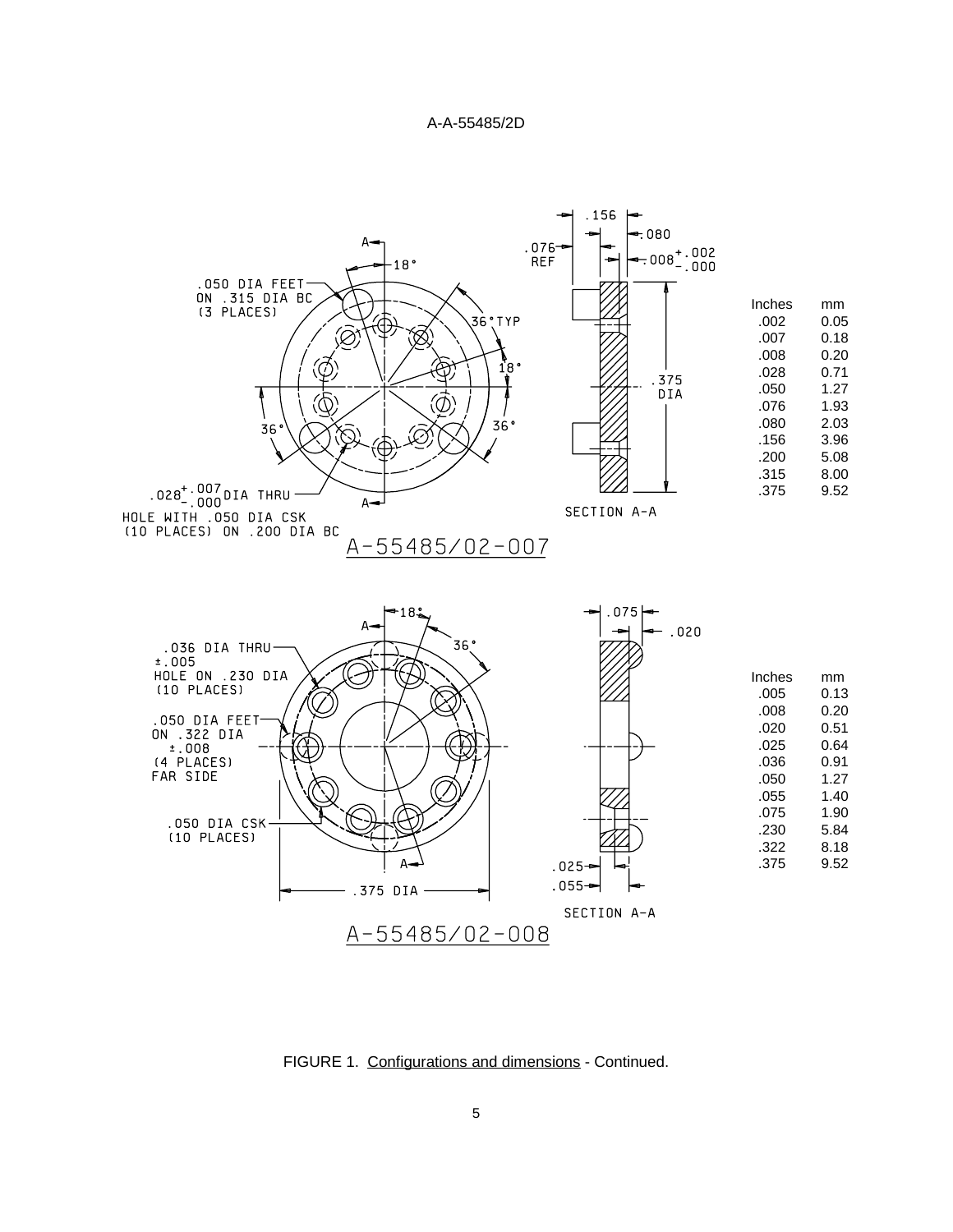.050 DIA FEET ON .315 DIA BC (3 PLACES)

18°

36° TYP

18°

36°

36°

$.028^{+.007}_{-.000}$ DIA THRU HOLE WITH .050 DIA CSK (10 PLACES) ON .200 DIA BC

.156

.080

.076 REF

$.008^{+.002}_{-.000}$

.375 DIA

SECTION A-A

A-55485/02-007

| Inches | mm |
|---|---|
| .002 | 0.05 |
| .007 | 0.18 |
| .008 | 0.20 |
| .028 | 0.71 |
| .050 | 1.27 |
| .076 | 1.93 |
| .080 | 2.03 |
| .156 | 3.96 |
| .200 | 5.08 |
| .315 | 8.00 |
| .375 | 9.52 |

18°

36°

.036 DIA THRU ±.005 HOLE ON .230 DIA (10 PLACES)

.050 DIA FEET ON .322 DIA ±.008 (4 PLACES) FAR SIDE

.050 DIA CSK (10 PLACES)

.375 DIA

.075

.020

.025

.055

SECTION A-A

A-55485/02-008

| Inches | mm |
|---|---|
| .005 | 0.13 |
| .008 | 0.20 |
| .020 | 0.51 |
| .025 | 0.64 |
| .036 | 0.91 |
| .050 | 1.27 |
| .055 | 1.40 |
| .075 | 1.90 |
| .230 | 5.84 |
| .322 | 8.18 |
| .375 | 9.52 |

FIGURE 1. Configurations and dimensions - Continued.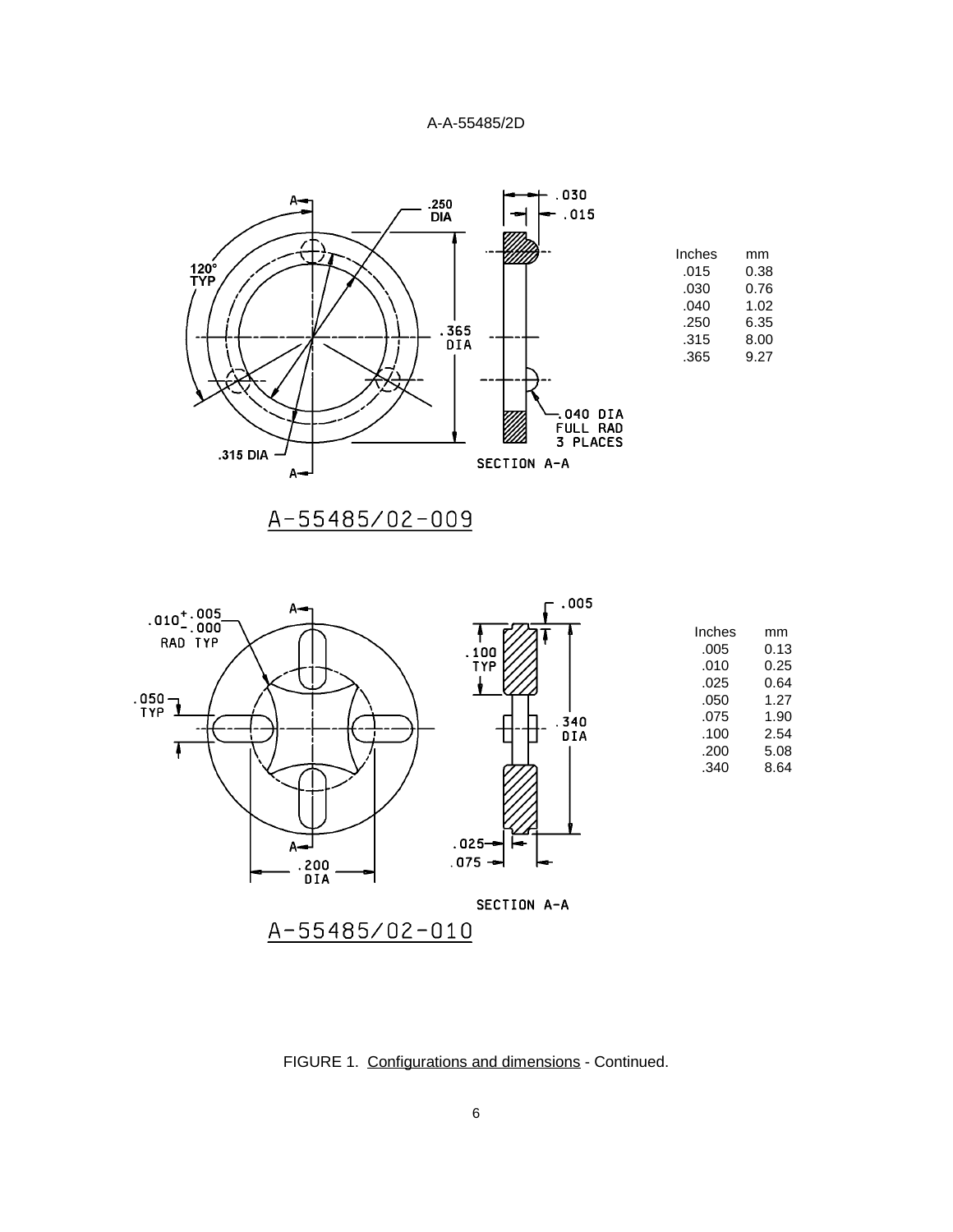| Inches | mm |
| --- | --- |
| .015 | 0.38 |
| .030 | 0.76 |
| .040 | 1.02 |
| .250 | 6.35 |
| .315 | 8.00 |
| .365 | 9.27 |

A-55485/02-009

| Inches | mm |
| --- | --- |
| .005 | 0.13 |
| .010 | 0.25 |
| .025 | 0.64 |
| .050 | 1.27 |
| .075 | 1.90 |
| .100 | 2.54 |
| .200 | 5.08 |
| .340 | 8.64 |

A-55485/02-010

FIGURE 1. Configurations and dimensions - Continued.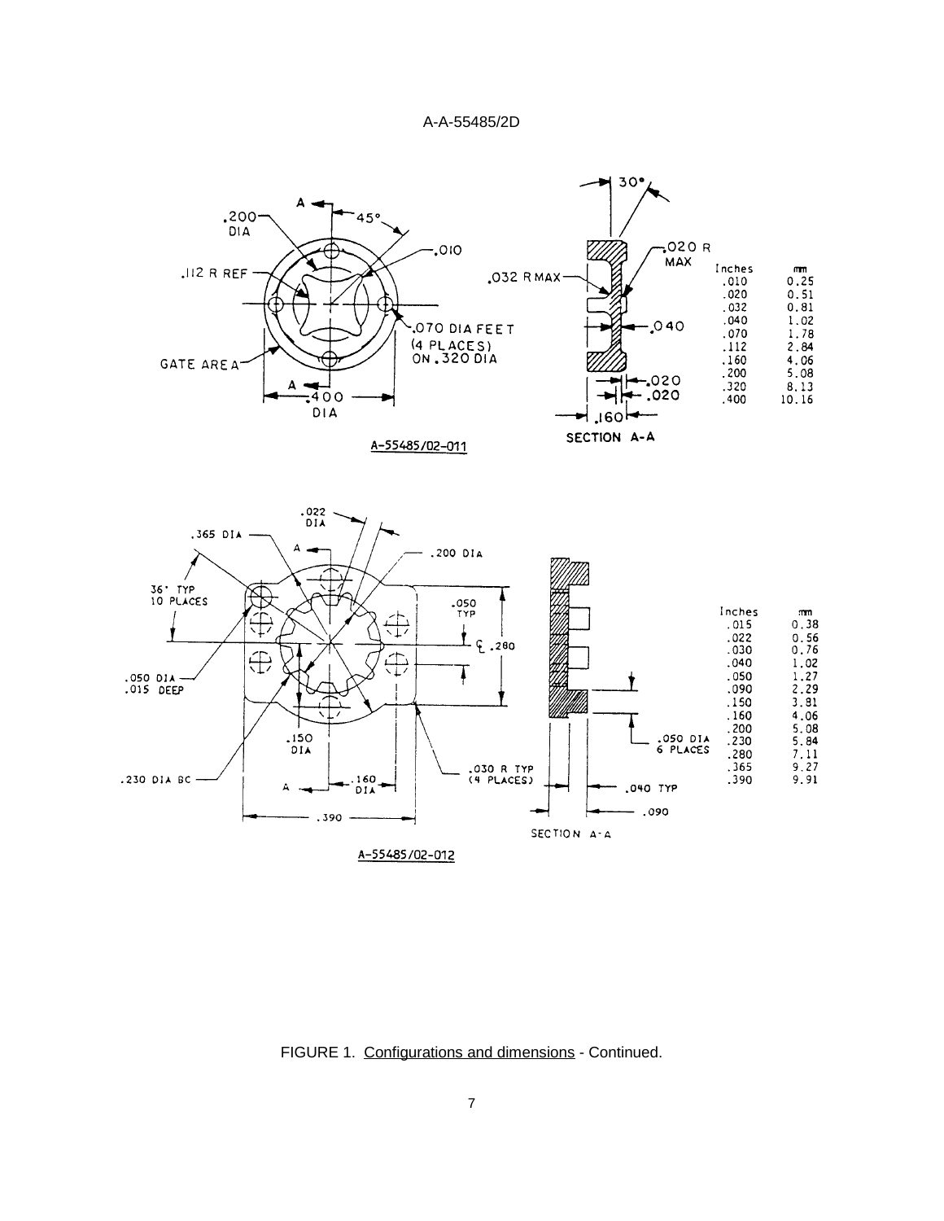| Inches | mm |
| --- | --- |
| .010 | 0.25 |
| .020 | 0.51 |
| .032 | 0.81 |
| .040 | 1.02 |
| .070 | 1.78 |
| .112 | 2.84 |
| .160 | 4.06 |
| .200 | 5.08 |
| .320 | 8.13 |
| .400 | 10.16 |

A-55485/02-011

| Inches | mm |
| --- | --- |
| .015 | 0.38 |
| .022 | 0.56 |
| .030 | 0.76 |
| .040 | 1.02 |
| .050 | 1.27 |
| .090 | 2.29 |
| .150 | 3.81 |
| .160 | 4.06 |
| .200 | 5.08 |
| .230 | 5.84 |
| .280 | 7.11 |
| .365 | 9.27 |
| .390 | 9.91 |

A-55485/02-012

FIGURE 1. Configurations and dimensions - Continued.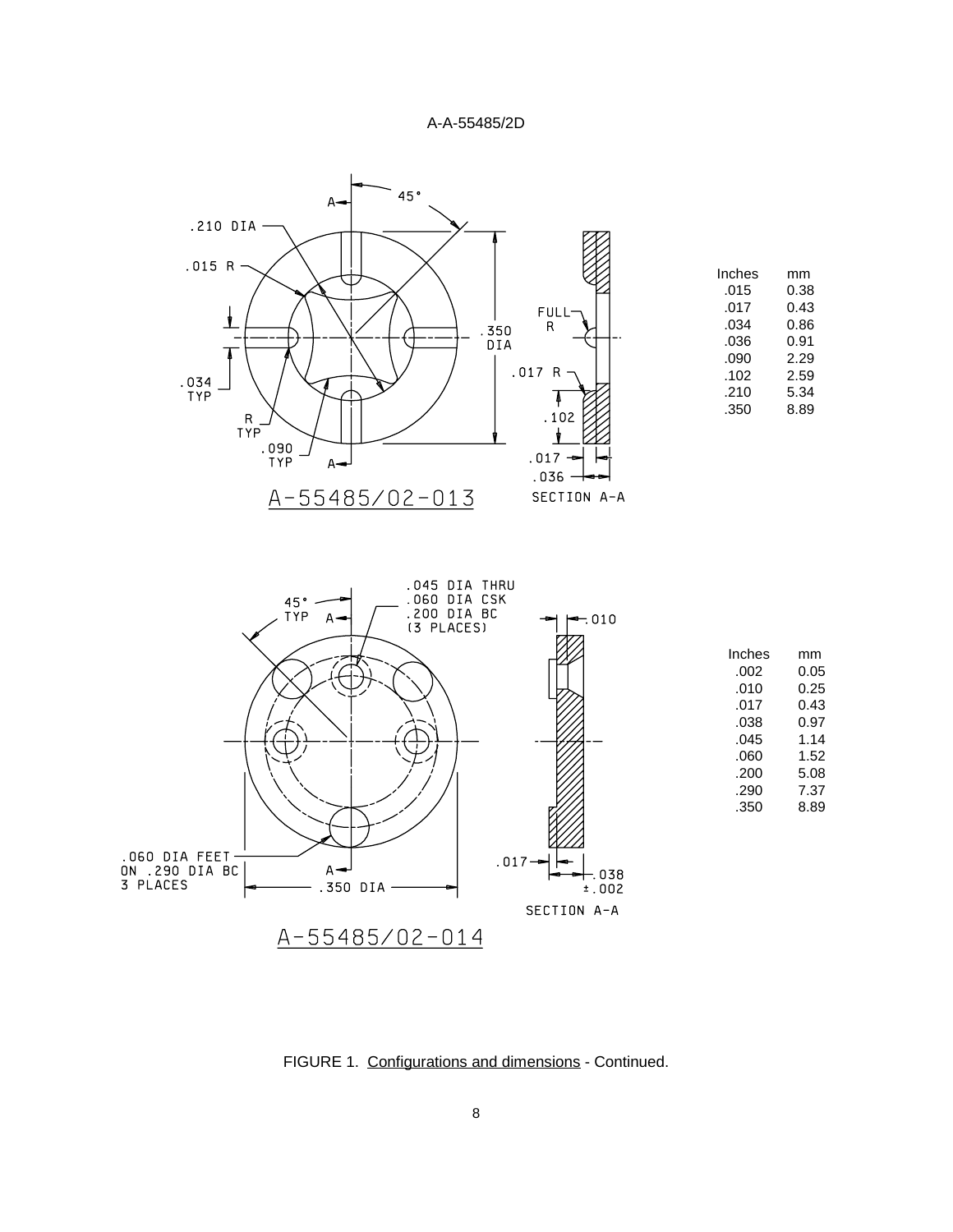A-55485/02-013

| Inches | mm |
| --- | --- |
| .015 | 0.38 |
| .017 | 0.43 |
| .034 | 0.86 |
| .036 | 0.91 |
| .090 | 2.29 |
| .102 | 2.59 |
| .210 | 5.34 |
| .350 | 8.89 |

A-55485/02-014

| Inches | mm |
| --- | --- |
| .002 | 0.05 |
| .010 | 0.25 |
| .017 | 0.43 |
| .038 | 0.97 |
| .045 | 1.14 |
| .060 | 1.52 |
| .200 | 5.08 |
| .290 | 7.37 |
| .350 | 8.89 |

FIGURE 1. Configurations and dimensions - Continued.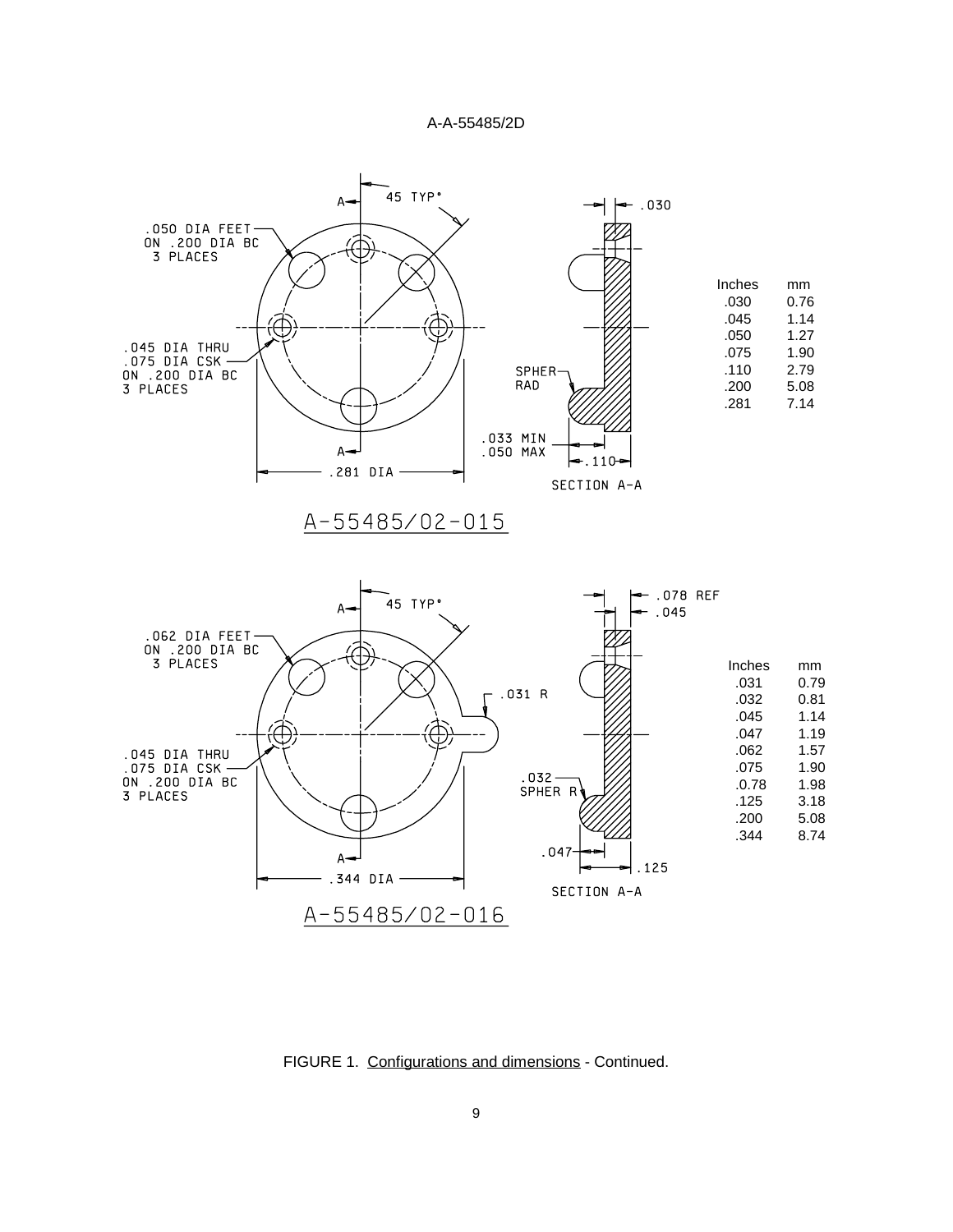.050 DIA FEET ON .200 DIA BC 3 PLACES

45 TYP°

.030

.045 DIA THRU .075 DIA CSK ON .200 DIA BC 3 PLACES

SPHER RAD

.033 MIN .050 MAX

.110

.281 DIA

SECTION A-A

| Inches | mm |
|---|---|
| .030 | 0.76 |
| .045 | 1.14 |
| .050 | 1.27 |
| .075 | 1.90 |
| .110 | 2.79 |
| .200 | 5.08 |
| .281 | 7.14 |

A-55485/02-015

.062 DIA FEET ON .200 DIA BC 3 PLACES

45 TYP°

.078 REF

.045

.031 R

.045 DIA THRU .075 DIA CSK ON .200 DIA BC 3 PLACES

.032 SPHER R

.047

.125

.344 DIA

SECTION A-A

| Inches | mm |
|---|---|
| .031 | 0.79 |
| .032 | 0.81 |
| .045 | 1.14 |
| .047 | 1.19 |
| .062 | 1.57 |
| .075 | 1.90 |
| .0.78 | 1.98 |
| .125 | 3.18 |
| .200 | 5.08 |
| .344 | 8.74 |

A-55485/02-016

FIGURE 1. Configurations and dimensions - Continued.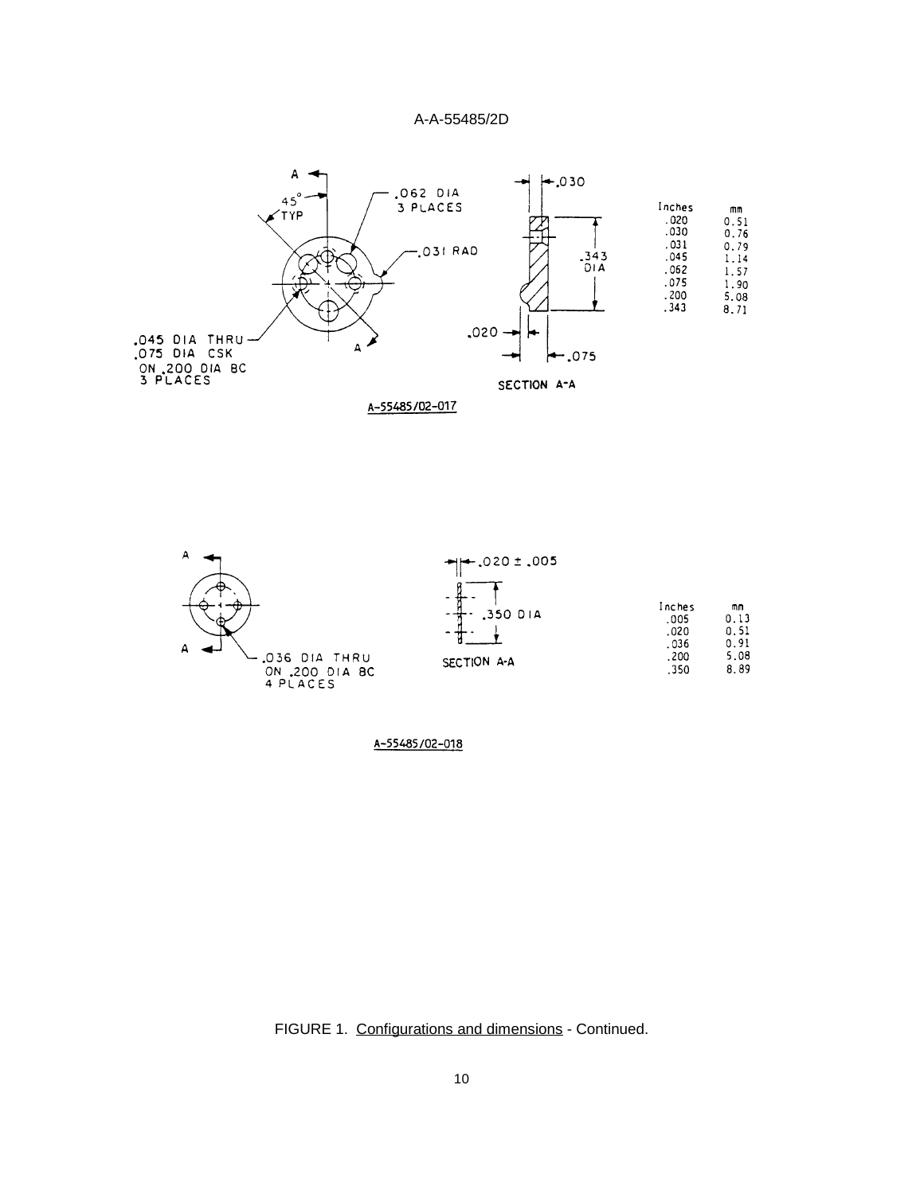A-A-55485/2D

.062 DIA 3 PLACES

45° TYP

.031 RAD

.045 DIA THRU
.075 DIA CSK
ON .200 DIA BC
3 PLACES

.030

.343 DIA

.020

.075

SECTION A-A

| Inches | mm |
|---|---|
| .020 | 0.51 |
| .030 | 0.76 |
| .031 | 0.79 |
| .045 | 1.14 |
| .062 | 1.57 |
| .075 | 1.90 |
| .200 | 5.08 |
| .343 | 8.71 |

A-55485/02-017

.036 DIA THRU
ON .200 DIA BC
4 PLACES

.020 ± .005

.350 DIA

SECTION A-A

| Inches | mm |
|---|---|
| .005 | 0.13 |
| .020 | 0.51 |
| .036 | 0.91 |
| .200 | 5.08 |
| .350 | 8.89 |

A-55485/02-018

FIGURE 1. Configurations and dimensions - Continued.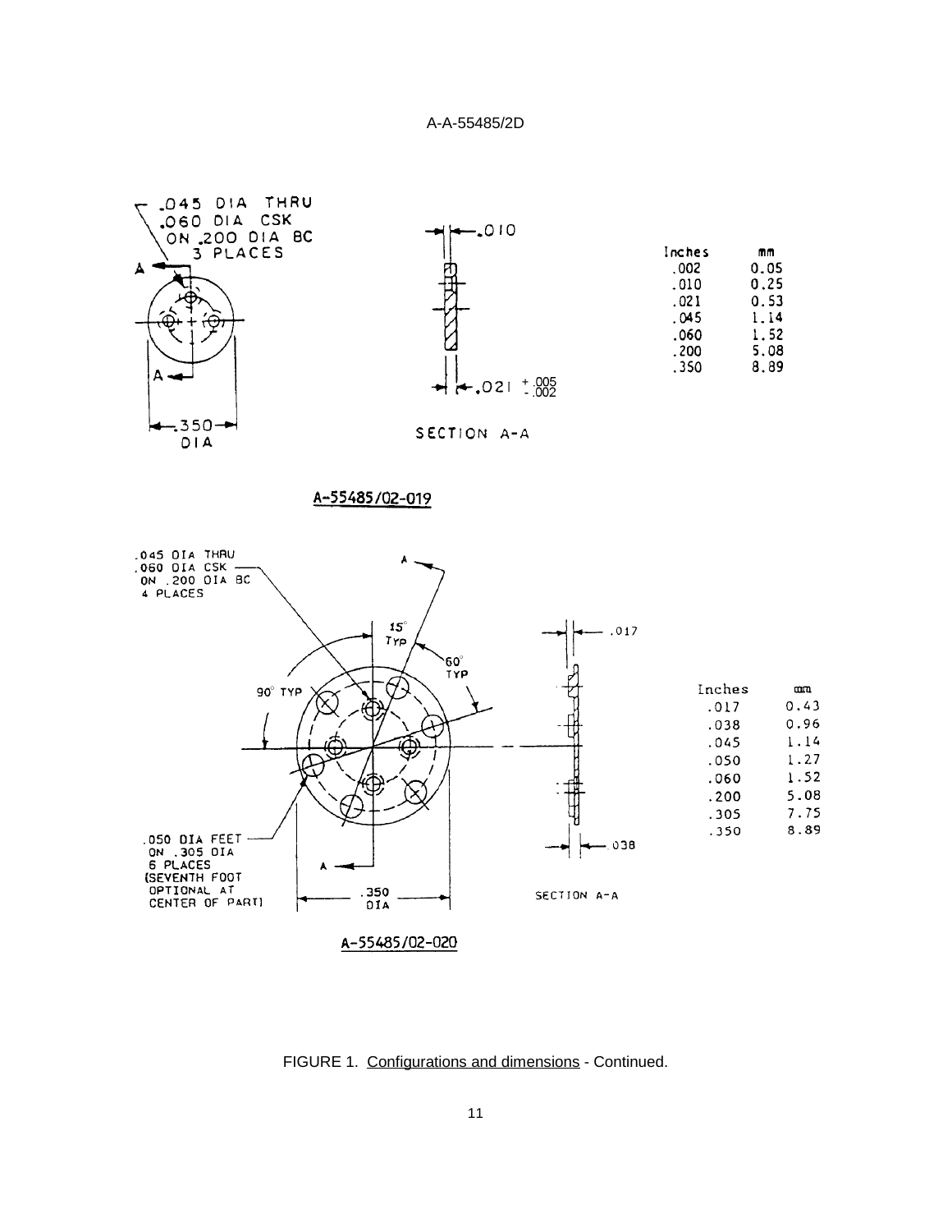.045 DIA THRU
.060 DIA CSK
ON .200 DIA BC
3 PLACES

.010

.021 $^{+.005}_{-.002}$

.350 DIA

SECTION A-A

| Inches | mm |
|---|---|
| .002 | 0.05 |
| .010 | 0.25 |
| .021 | 0.53 |
| .045 | 1.14 |
| .060 | 1.52 |
| .200 | 5.08 |
| .350 | 8.89 |

A-55485/02-019

.045 DIA THRU
.060 DIA CSK
ON .200 DIA BC
4 PLACES

15° TYP

60° TYP

90° TYP

.017

.038

.050 DIA FEET
ON .305 DIA
6 PLACES
(SEVENTH FOOT
OPTIONAL AT
CENTER OF PART)

.350 DIA

SECTION A-A

| Inches | mm |
|---|---|
| .017 | 0.43 |
| .038 | 0.96 |
| .045 | 1.14 |
| .050 | 1.27 |
| .060 | 1.52 |
| .200 | 5.08 |
| .305 | 7.75 |
| .350 | 8.89 |

A-55485/02-020

FIGURE 1. Configurations and dimensions - Continued.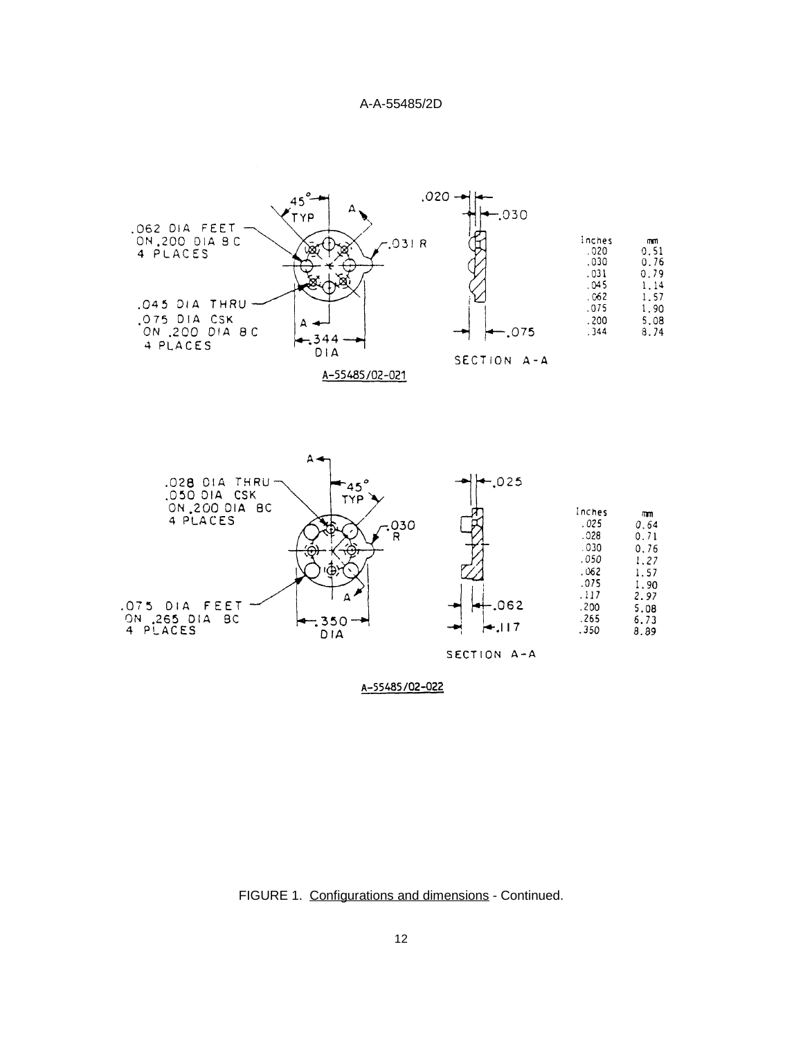.062 DIA FEET ON .200 DIA BC 4 PLACES

45° TYP

.031 R

.045 DIA THRU .075 DIA CSK ON .200 DIA BC 4 PLACES

.344 DIA

.020

.030

.075

SECTION A-A

| Inches | mm |
|---|---|
| .020 | 0.51 |
| .030 | 0.76 |
| .031 | 0.79 |
| .045 | 1.14 |
| .062 | 1.57 |
| .075 | 1.90 |
| .200 | 5.08 |
| .344 | 8.74 |

A-55485/02-021

.028 DIA THRU .050 DIA CSK ON .200 DIA BC 4 PLACES

45° TYP

.030 R

.075 DIA FEET ON .265 DIA BC 4 PLACES

.350 DIA

.025

.062

.117

SECTION A-A

| Inches | mm |
|---|---|
| .025 | 0.64 |
| .028 | 0.71 |
| .030 | 0.76 |
| .050 | 1.27 |
| .062 | 1.57 |
| .075 | 1.90 |
| .117 | 2.97 |
| .200 | 5.08 |
| .265 | 6.73 |
| .350 | 8.89 |

A-55485/02-022

FIGURE 1. Configurations and dimensions - Continued.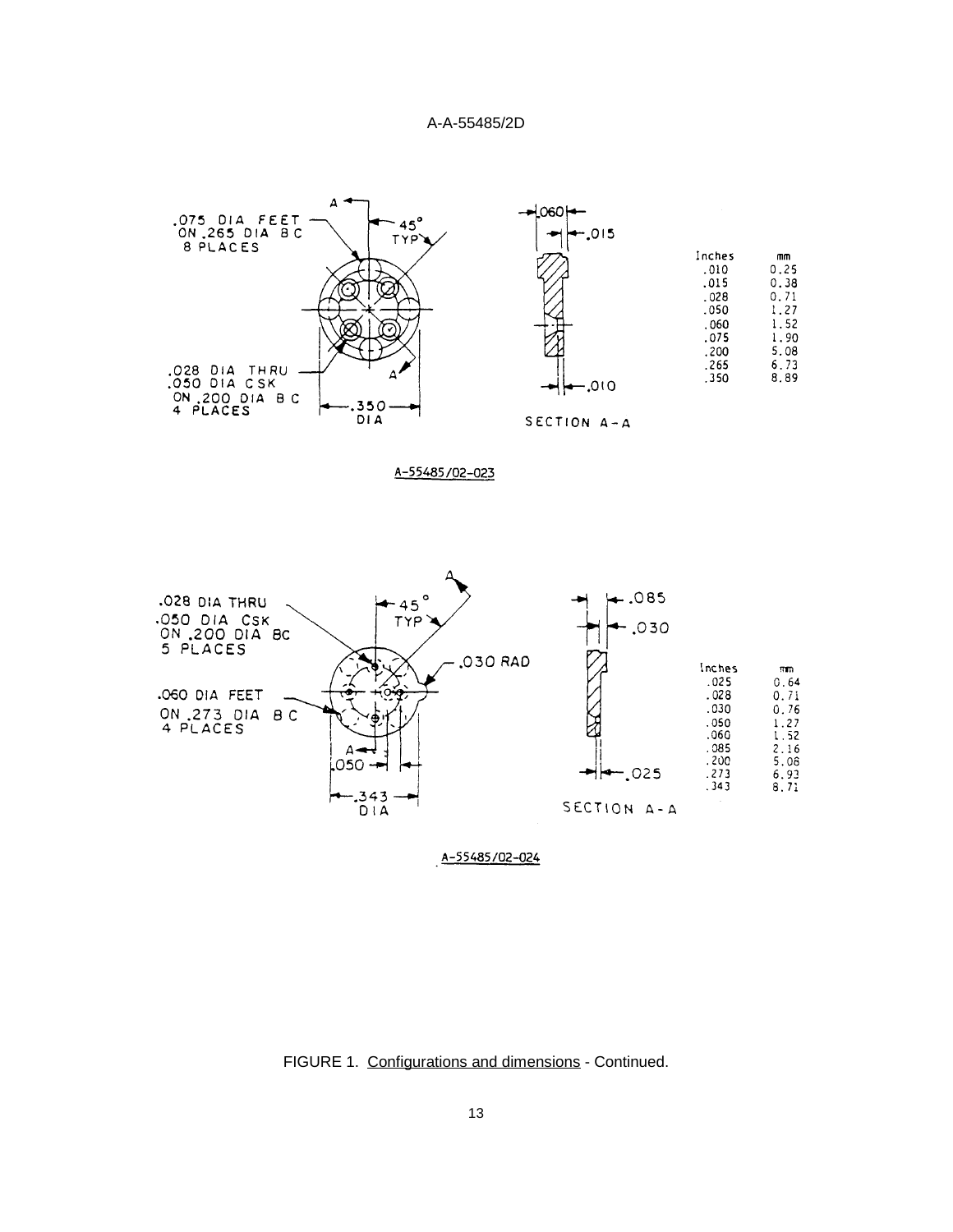.075 DIA FEET ON .265 DIA B C 8 PLACES

45° TYP

.028 DIA THRU .050 DIA CSK ON .200 DIA B C 4 PLACES

.350 DIA

.060

.015

.010

SECTION A-A

| Inches | mm |
|---|---|
| .010 | 0.25 |
| .015 | 0.38 |
| .028 | 0.71 |
| .050 | 1.27 |
| .060 | 1.52 |
| .075 | 1.90 |
| .200 | 5.08 |
| .265 | 6.73 |
| .350 | 8.89 |

A-55485/02-023

.028 DIA THRU .050 DIA CSK ON .200 DIA BC 5 PLACES

45° TYP

.030 RAD

.060 DIA FEET ON .273 DIA B C 4 PLACES

.050

.343 DIA

.085

.030

.025

SECTION A-A

| Inches | mm |
|---|---|
| .025 | 0.64 |
| .028 | 0.71 |
| .030 | 0.76 |
| .050 | 1.27 |
| .060 | 1.52 |
| .085 | 2.16 |
| .200 | 5.08 |
| .273 | 6.93 |
| .343 | 8.71 |

A-55485/02-024

FIGURE 1. Configurations and dimensions - Continued.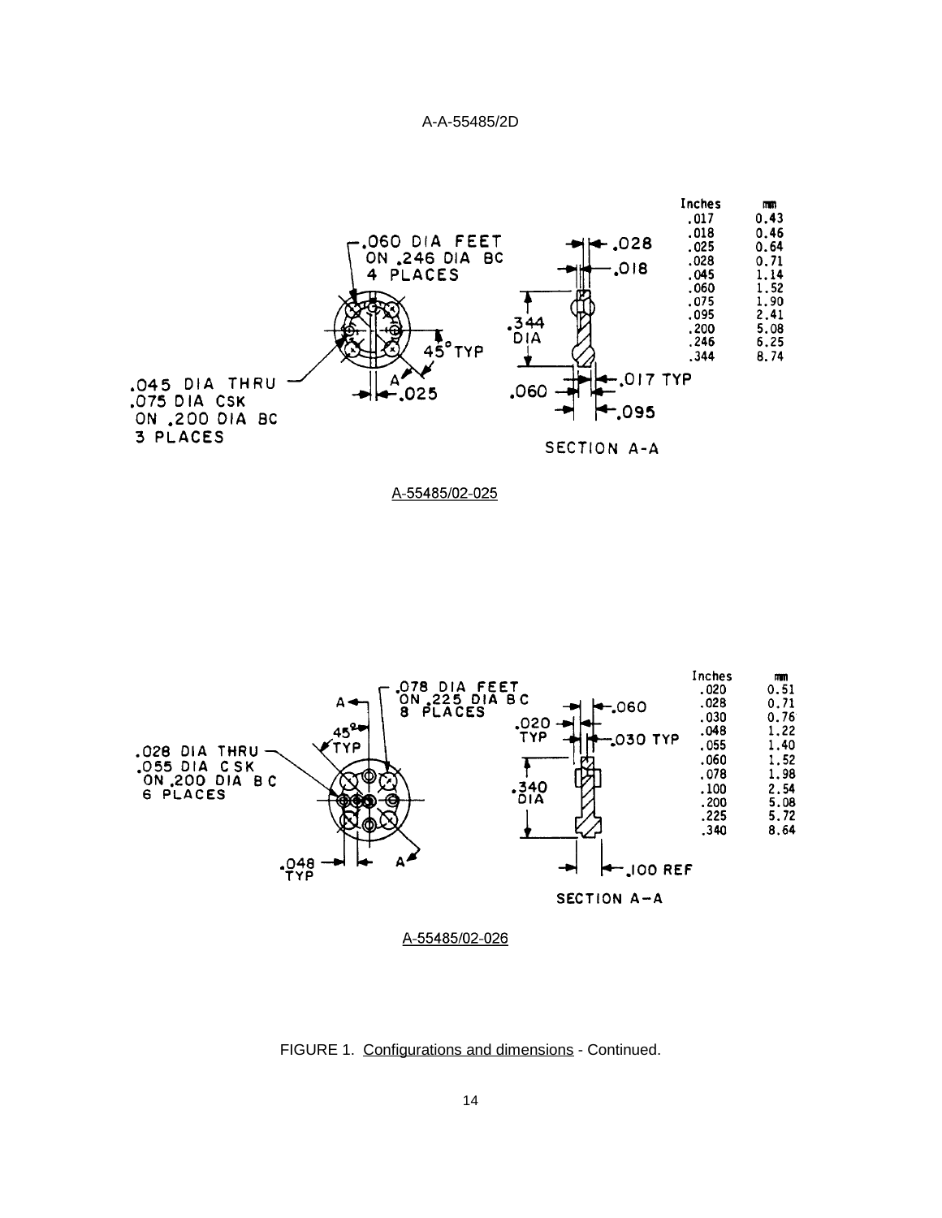.060 DIA FEET ON .246 DIA BC 4 PLACES

.045 DIA THRU .075 DIA CSK ON .200 DIA BC 3 PLACES

45° TYP

.025

.028

.018

.344 DIA

.017 TYP

.060

.095

SECTION A-A

| Inches | mm |
|---|---|
| .017 | 0.43 |
| .018 | 0.46 |
| .025 | 0.64 |
| .028 | 0.71 |
| .045 | 1.14 |
| .060 | 1.52 |
| .075 | 1.90 |
| .095 | 2.41 |
| .200 | 5.08 |
| .246 | 6.25 |
| .344 | 8.74 |

A-55485/02-025

.078 DIA FEET ON .225 DIA BC 8 PLACES

.028 DIA THRU .055 DIA CSK ON .200 DIA BC 6 PLACES

45° TYP

.048 TYP

.060

.020 TYP

.030 TYP

.340 DIA

.100 REF

SECTION A–A

| Inches | mm |
|---|---|
| .020 | 0.51 |
| .028 | 0.71 |
| .030 | 0.76 |
| .048 | 1.22 |
| .055 | 1.40 |
| .060 | 1.52 |
| .078 | 1.98 |
| .100 | 2.54 |
| .200 | 5.08 |
| .225 | 5.72 |
| .340 | 8.64 |

A-55485/02-026

FIGURE 1. Configurations and dimensions - Continued.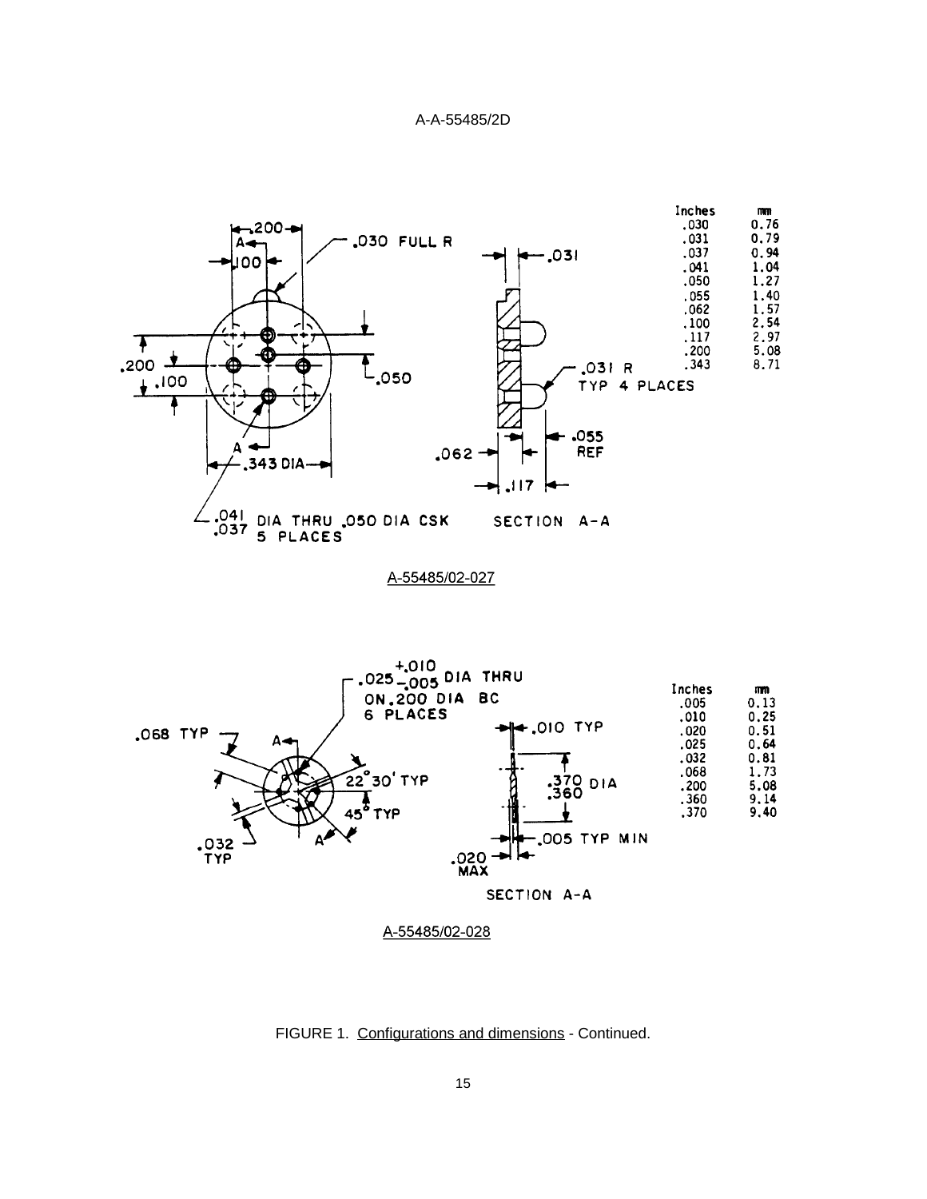| Inches | mm |
| --- | --- |
| .030 | 0.76 |
| .031 | 0.79 |
| .037 | 0.94 |
| .041 | 1.04 |
| .050 | 1.27 |
| .055 | 1.40 |
| .062 | 1.57 |
| .100 | 2.54 |
| .117 | 2.97 |
| .200 | 5.08 |
| .343 | 8.71 |

A-55485/02-027

| Inches | mm |
| --- | --- |
| .005 | 0.13 |
| .010 | 0.25 |
| .020 | 0.51 |
| .025 | 0.64 |
| .032 | 0.81 |
| .068 | 1.73 |
| .200 | 5.08 |
| .360 | 9.14 |
| .370 | 9.40 |

A-55485/02-028

FIGURE 1. Configurations and dimensions - Continued.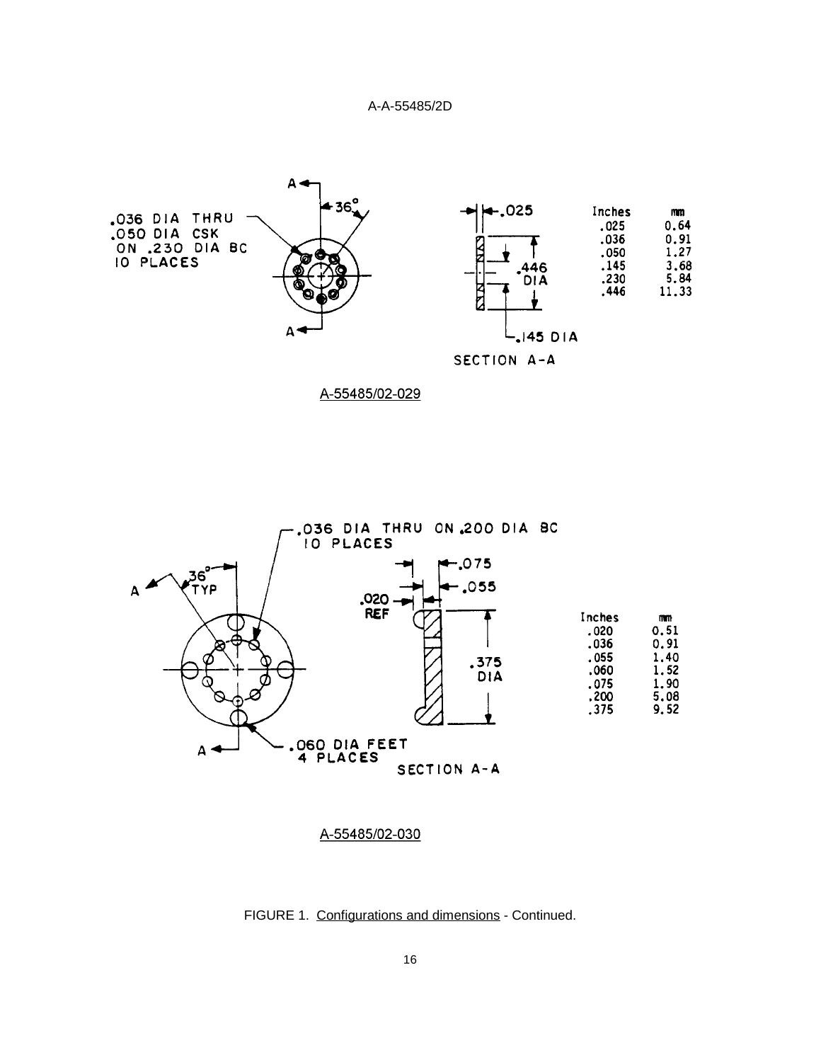.036 DIA THRU
.050 DIA CSK
ON .230 DIA BC
10 PLACES

A 36° A

.025

.446 DIA

.145 DIA

SECTION A-A

| Inches | mm |
|---|---|
| .025 | 0.64 |
| .036 | 0.91 |
| .050 | 1.27 |
| .145 | 3.68 |
| .230 | 5.84 |
| .446 | 11.33 |

A-55485/02-029

.036 DIA THRU ON .200 DIA BC
10 PLACES

A 36° TYP

.075

.055

.020 REF

.375 DIA

.060 DIA FEET
4 PLACES

A

SECTION A-A

| Inches | mm |
|---|---|
| .020 | 0.51 |
| .036 | 0.91 |
| .055 | 1.40 |
| .060 | 1.52 |
| .075 | 1.90 |
| .200 | 5.08 |
| .375 | 9.52 |

A-55485/02-030

FIGURE 1. Configurations and dimensions - Continued.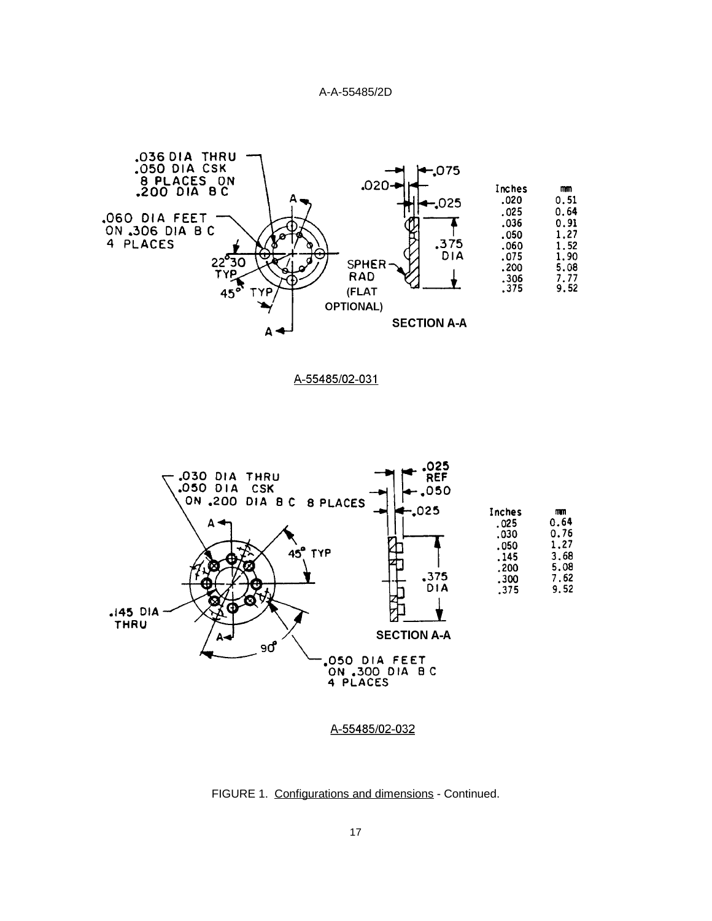.036 DIA THRU
.050 DIA CSK
8 PLACES ON
.200 DIA B C

.060 DIA FEET
ON .306 DIA B C
4 PLACES

22°30 TYP

45° TYP

.020

.075

.025

.375 DIA

SPHER RAD (FLAT OPTIONAL)

SECTION A-A

| Inches | mm |
|---|---|
| .020 | 0.51 |
| .025 | 0.64 |
| .036 | 0.91 |
| .050 | 1.27 |
| .060 | 1.52 |
| .075 | 1.90 |
| .200 | 5.08 |
| .306 | 7.77 |
| .375 | 9.52 |

A-55485/02-031

.030 DIA THRU
.050 DIA CSK
ON .200 DIA B C 8 PLACES

45° TYP

.145 DIA THRU

90°

.050 DIA FEET
ON .300 DIA B C
4 PLACES

.025 REF

.050

.025

.375 DIA

SECTION A-A

| Inches | mm |
|---|---|
| .025 | 0.64 |
| .030 | 0.76 |
| .050 | 1.27 |
| .145 | 3.68 |
| .200 | 5.08 |
| .300 | 7.62 |
| .375 | 9.52 |

A-55485/02-032

FIGURE 1. Configurations and dimensions - Continued.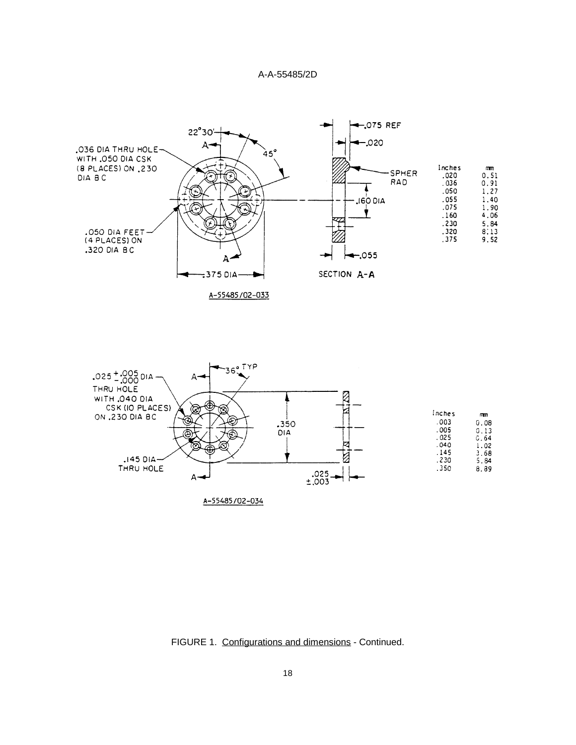.036 DIA THRU HOLE WITH .050 DIA CSK (8 PLACES) ON .230 DIA BC

.050 DIA FEET (4 PLACES) ON .320 DIA BC

22°30'

45°

.375 DIA

.075 REF

.020

SPHER RAD

.160 DIA

.055

SECTION A-A

| Inches | mm |
|---|---|
| .020 | 0.51 |
| .036 | 0.91 |
| .050 | 1.27 |
| .055 | 1.40 |
| .075 | 1.90 |
| .160 | 4.06 |
| .230 | 5.84 |
| .320 | 8.13 |
| .375 | 9.52 |

A-55485/02-033

.025 +.005 −.000 DIA THRU HOLE WITH .040 DIA CSK (10 PLACES) ON .230 DIA BC

.145 DIA THRU HOLE

36° TYP

.350 DIA

.025 ±.003

| Inches | mm |
|---|---|
| .003 | 0.08 |
| .005 | 0.13 |
| .025 | 0.64 |
| .040 | 1.02 |
| .145 | 3.68 |
| .230 | 5.84 |
| .350 | 8.89 |

A-55485/02-034

FIGURE 1. Configurations and dimensions - Continued.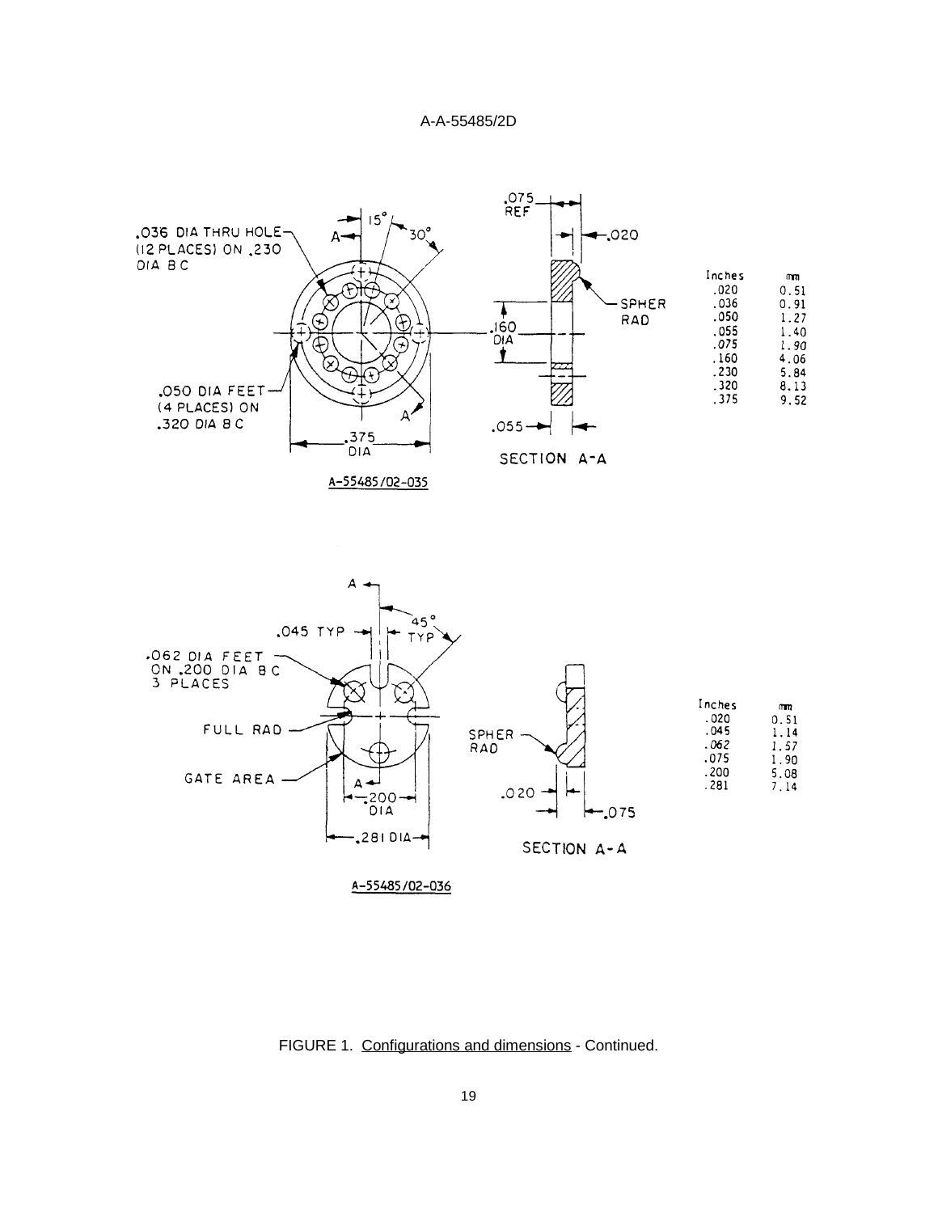A-A-55485/2D

.036 DIA THRU HOLE (12 PLACES) ON .230 DIA B C

.050 DIA FEET (4 PLACES) ON .320 DIA B C

15°

30°

.375 DIA

.075 REF

.020

SPHER RAD

.160 DIA

.055

SECTION A-A

| Inches | mm |
|---|---|
| .020 | 0.51 |
| .036 | 0.91 |
| .050 | 1.27 |
| .055 | 1.40 |
| .075 | 1.90 |
| .160 | 4.06 |
| .230 | 5.84 |
| .320 | 8.13 |
| .375 | 9.52 |

A-55485/02-035

.045 TYP

45° TYP

.062 DIA FEET ON .200 DIA B C 3 PLACES

FULL RAD

GATE AREA

.200 DIA

.281 DIA

SPHER RAD

.020

.075

SECTION A-A

| Inches | mm |
|---|---|
| .020 | 0.51 |
| .045 | 1.14 |
| .062 | 1.57 |
| .075 | 1.90 |
| .200 | 5.08 |
| .281 | 7.14 |

A-55485/02-036

FIGURE 1. Configurations and dimensions - Continued.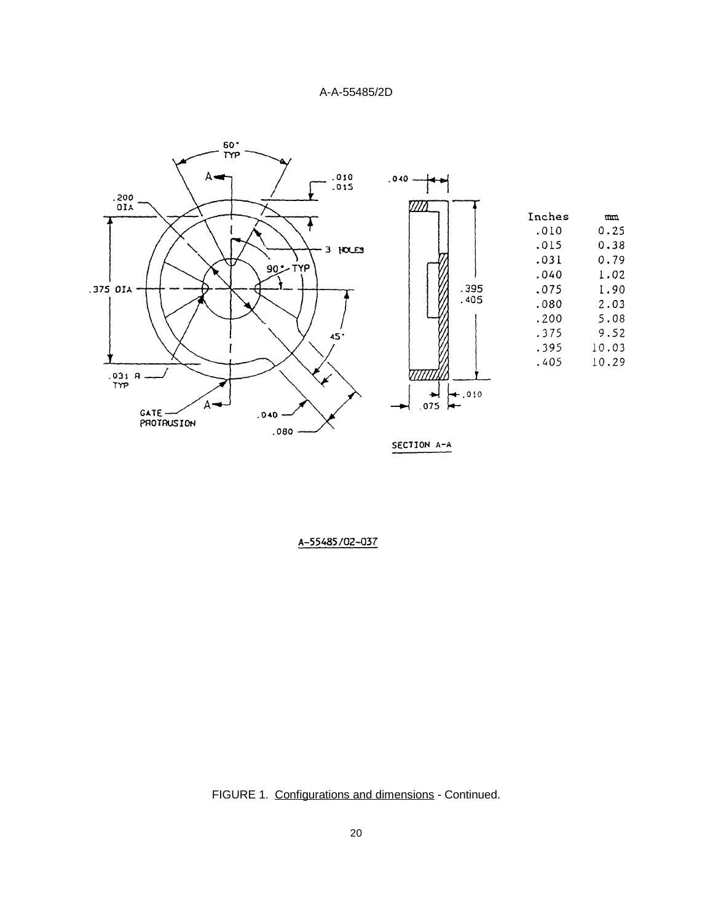| Inches | mm |
|---|---|
| .010 | 0.25 |
| .015 | 0.38 |
| .031 | 0.79 |
| .040 | 1.02 |
| .075 | 1.90 |
| .080 | 2.03 |
| .200 | 5.08 |
| .375 | 9.52 |
| .395 | 10.03 |
| .405 | 10.29 |

A-55485/02-037

FIGURE 1. Configurations and dimensions - Continued.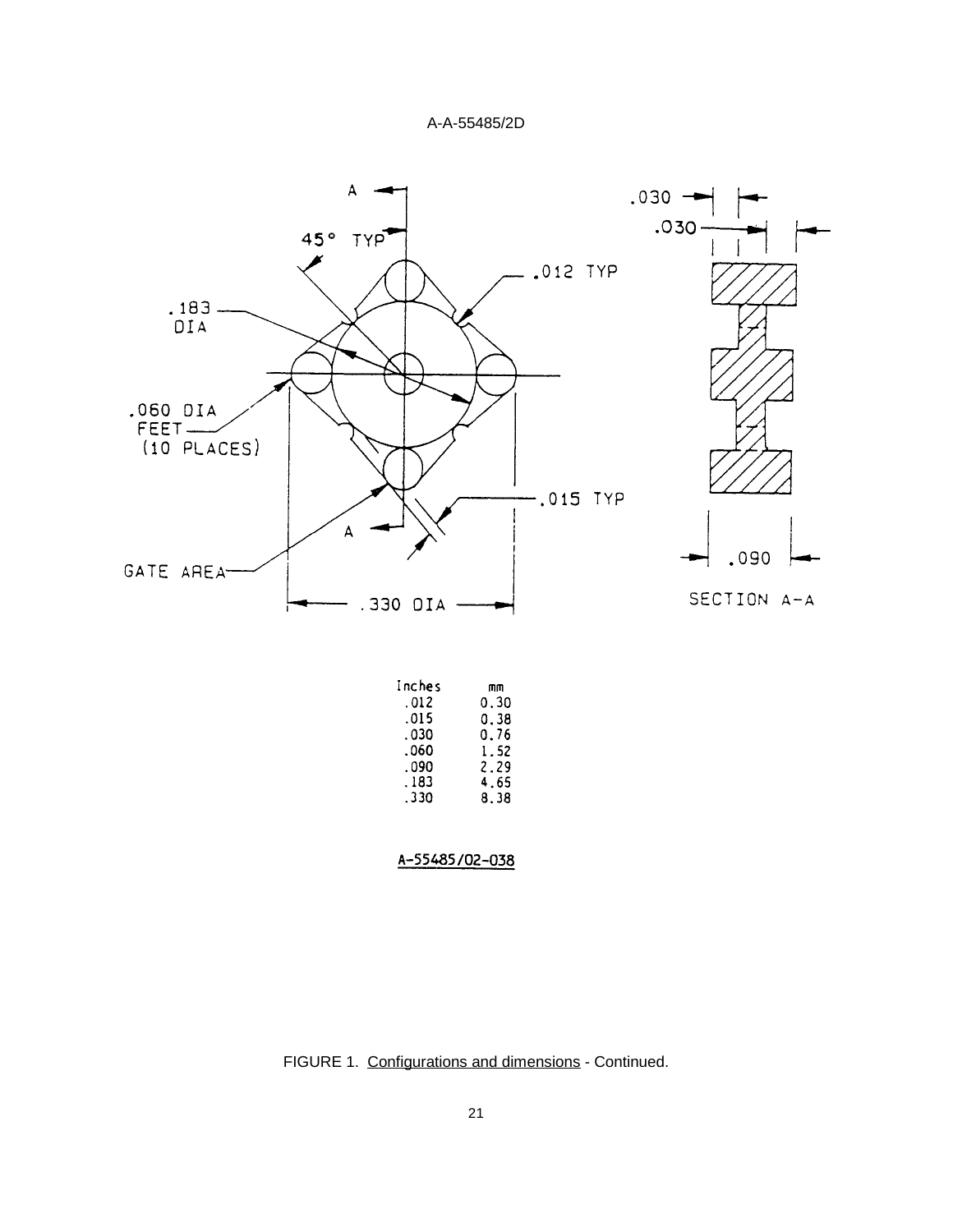| Inches | mm |
|---|---|
| .012 | 0.30 |
| .015 | 0.38 |
| .030 | 0.76 |
| .060 | 1.52 |
| .090 | 2.29 |
| .183 | 4.65 |
| .330 | 8.38 |

A-55485/02-038

FIGURE 1. Configurations and dimensions - Continued.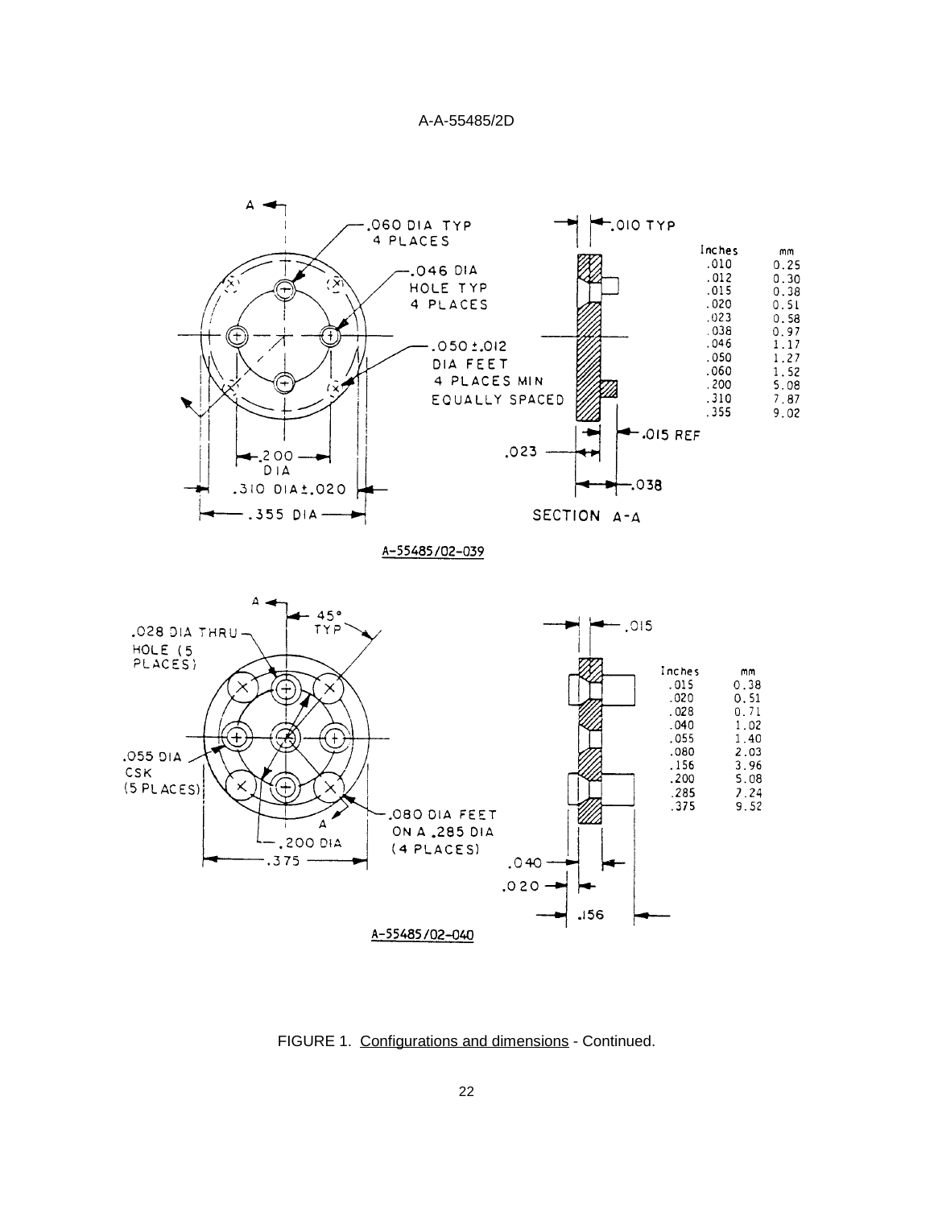.060 DIA TYP 4 PLACES

.046 DIA HOLE TYP 4 PLACES

.050 ±.012 DIA FEET 4 PLACES MIN EQUALLY SPACED

.200 DIA

.310 DIA ±.020

.355 DIA

.010 TYP

.015 REF

.023

.038

SECTION A-A

| Inches | mm |
| --- | --- |
| .010 | 0.25 |
| .012 | 0.30 |
| .015 | 0.38 |
| .020 | 0.51 |
| .023 | 0.58 |
| .038 | 0.97 |
| .046 | 1.17 |
| .050 | 1.27 |
| .060 | 1.52 |
| .200 | 5.08 |
| .310 | 7.87 |
| .355 | 9.02 |

A-55485/02-039

45° TYP

.028 DIA THRU HOLE (5 PLACES)

.055 DIA CSK (5 PLACES)

.080 DIA FEET ON A .285 DIA (4 PLACES)

.200 DIA

.375

.015

.040

.020

.156

| Inches | mm |
| --- | --- |
| .015 | 0.38 |
| .020 | 0.51 |
| .028 | 0.71 |
| .040 | 1.02 |
| .055 | 1.40 |
| .080 | 2.03 |
| .156 | 3.96 |
| .200 | 5.08 |
| .285 | 7.24 |
| .375 | 9.52 |

A-55485/02-040

FIGURE 1. Configurations and dimensions - Continued.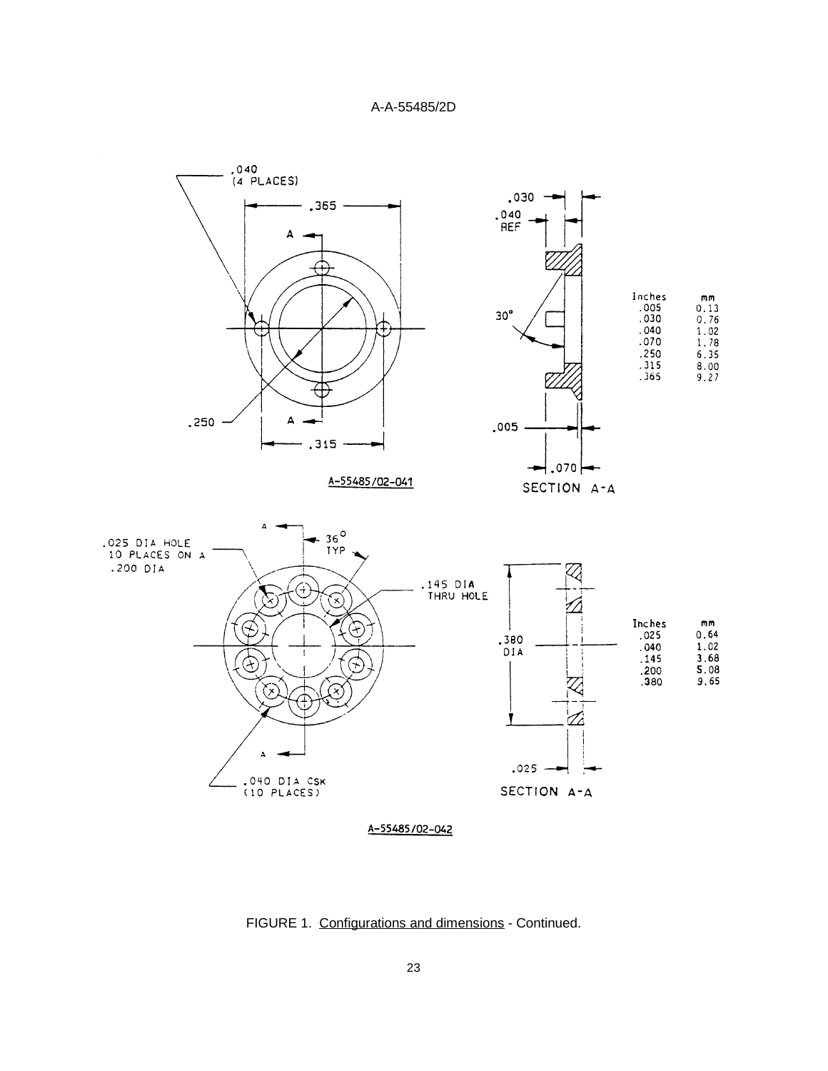A-55485/02-041

| Inches | mm |
| --- | --- |
| .005 | 0.13 |
| .030 | 0.76 |
| .040 | 1.02 |
| .070 | 1.78 |
| .250 | 6.35 |
| .315 | 8.00 |
| .365 | 9.27 |

A-55485/02-042

| Inches | mm |
| --- | --- |
| .025 | 0.64 |
| .040 | 1.02 |
| .145 | 3.68 |
| .200 | 5.08 |
| .380 | 9.65 |

FIGURE 1. Configurations and dimensions - Continued.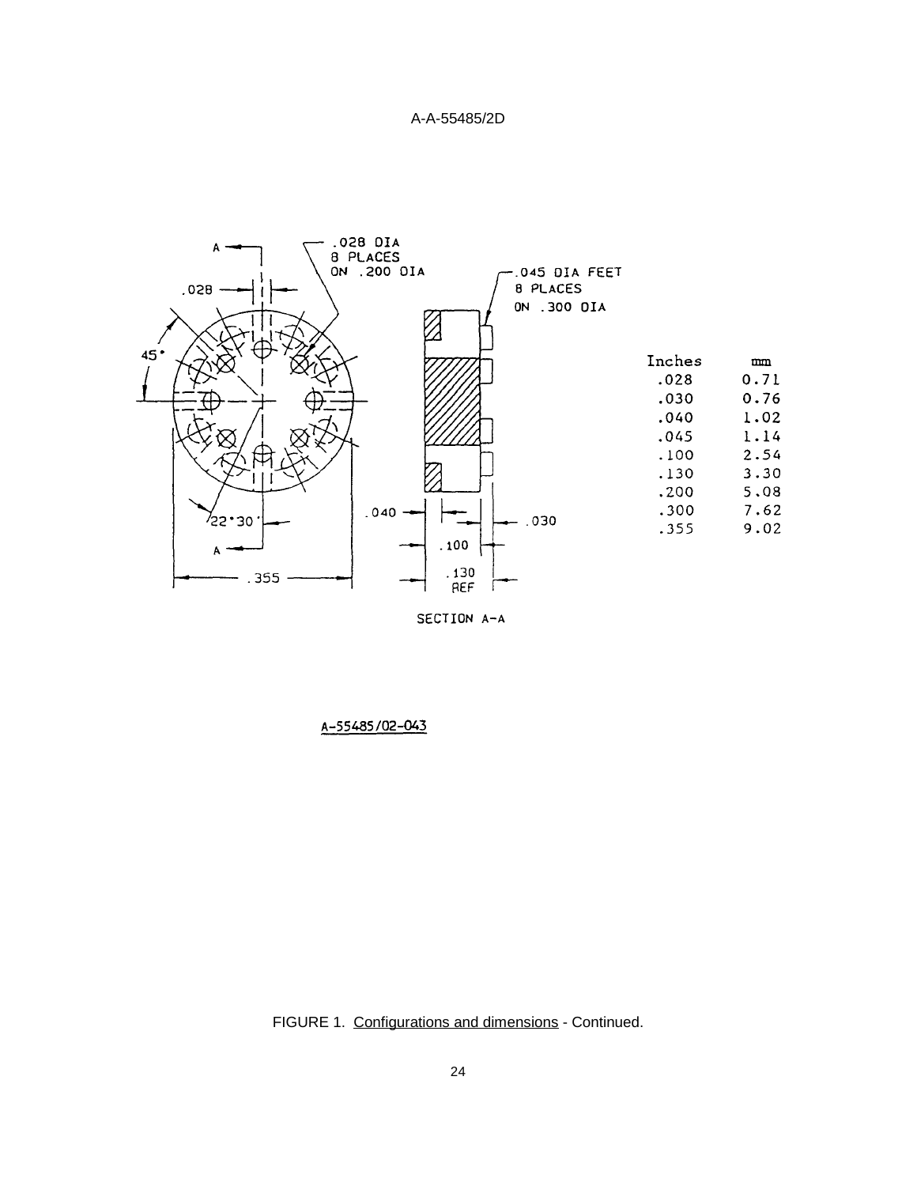A-A-55485/2D

.028 DIA
8 PLACES
ON .200 DIA

.045 DIA FEET
8 PLACES
ON .300 DIA

SECTION A-A

| Inches | mm |
|---|---|
| .028 | 0.71 |
| .030 | 0.76 |
| .040 | 1.02 |
| .045 | 1.14 |
| .100 | 2.54 |
| .130 | 3.30 |
| .200 | 5.08 |
| .300 | 7.62 |
| .355 | 9.02 |

A-55485/02-043

FIGURE 1. Configurations and dimensions - Continued.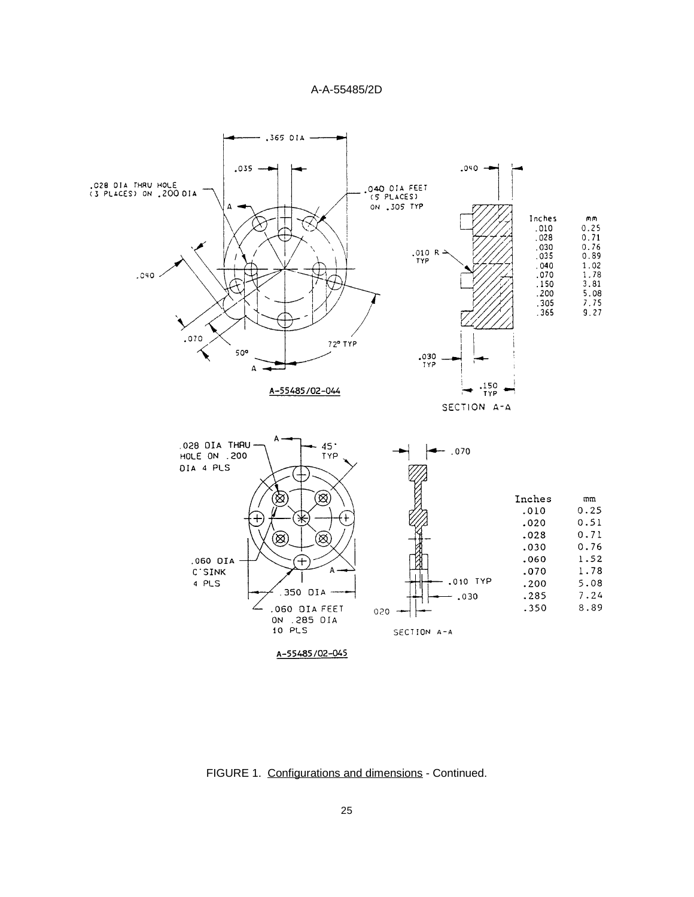A-55485/02-044

| Inches | mm |
|---|---|
| .010 | 0.25 |
| .028 | 0.71 |
| .030 | 0.76 |
| .035 | 0.89 |
| .040 | 1.02 |
| .070 | 1.78 |
| .150 | 3.81 |
| .200 | 5.08 |
| .305 | 7.75 |
| .365 | 9.27 |

A-55485/02-045

| Inches | mm |
|---|---|
| .010 | 0.25 |
| .020 | 0.51 |
| .028 | 0.71 |
| .030 | 0.76 |
| .060 | 1.52 |
| .070 | 1.78 |
| .200 | 5.08 |
| .285 | 7.24 |
| .350 | 8.89 |

FIGURE 1. Configurations and dimensions - Continued.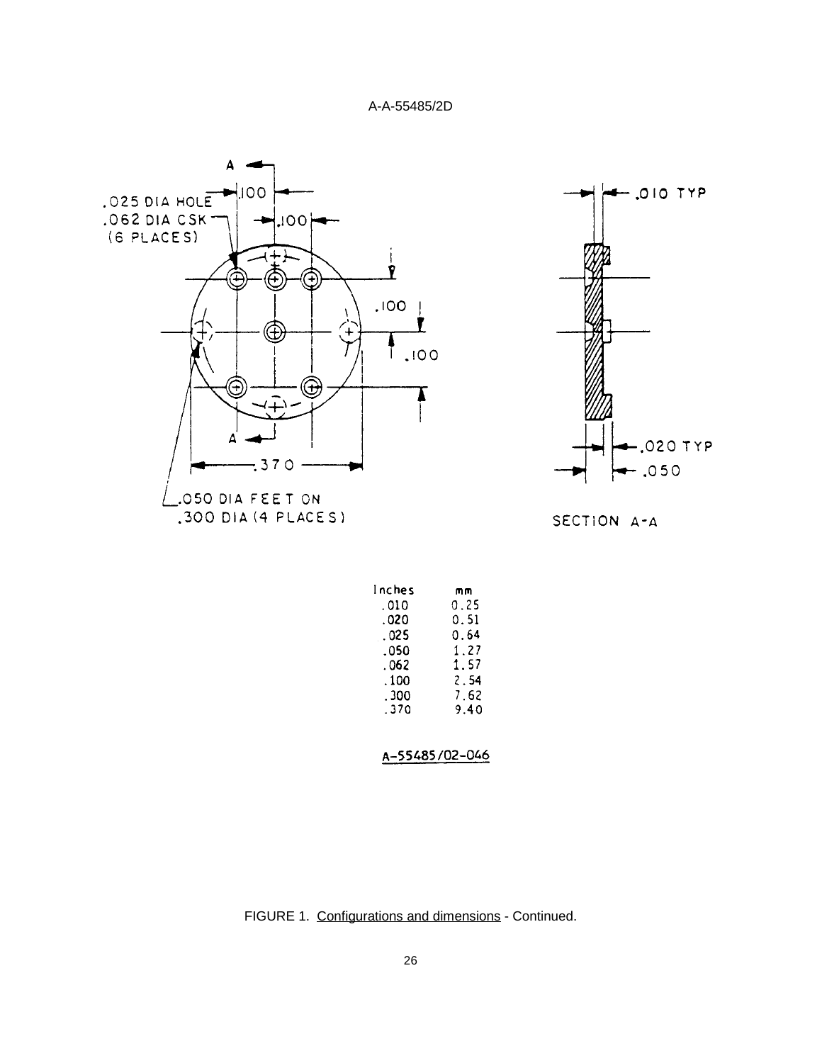| Inches | mm |
| --- | --- |
| .010 | 0.25 |
| .020 | 0.51 |
| .025 | 0.64 |
| .050 | 1.27 |
| .062 | 1.57 |
| .100 | 2.54 |
| .300 | 7.62 |
| .370 | 9.40 |

A-55485/02-046

FIGURE 1. Configurations and dimensions - Continued.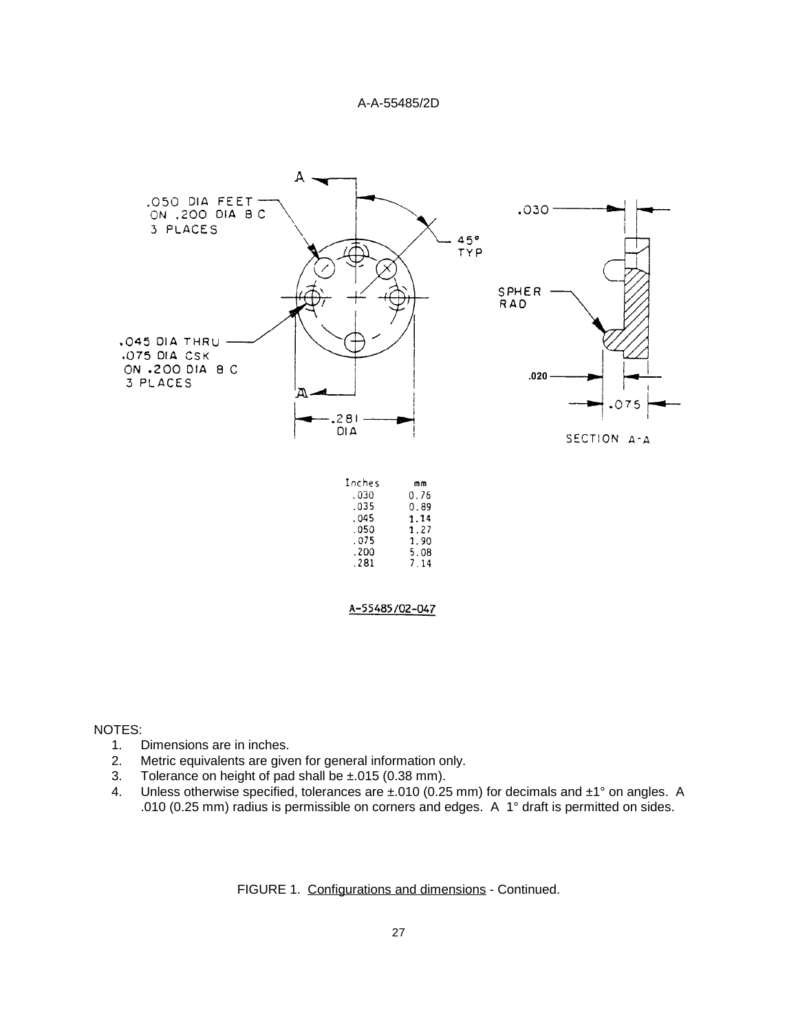.050 DIA FEET ON .200 DIA B C 3 PLACES

45° TYP

.030

SPHER RAD

.045 DIA THRU .075 DIA CSK ON .200 DIA B C 3 PLACES

.020

.075

.281 DIA

SECTION A-A

| Inches | mm |
|---|---|
| .030 | 0.76 |
| .035 | 0.89 |
| .045 | 1.14 |
| .050 | 1.27 |
| .075 | 1.90 |
| .200 | 5.08 |
| .281 | 7.14 |

A-55485/02-047

NOTES:

1. Dimensions are in inches.
2. Metric equivalents are given for general information only.
3. Tolerance on height of pad shall be ±.015 (0.38 mm).
4. Unless otherwise specified, tolerances are ±.010 (0.25 mm) for decimals and ±1° on angles. A .010 (0.25 mm) radius is permissible on corners and edges. A 1° draft is permitted on sides.

FIGURE 1. Configurations and dimensions - Continued.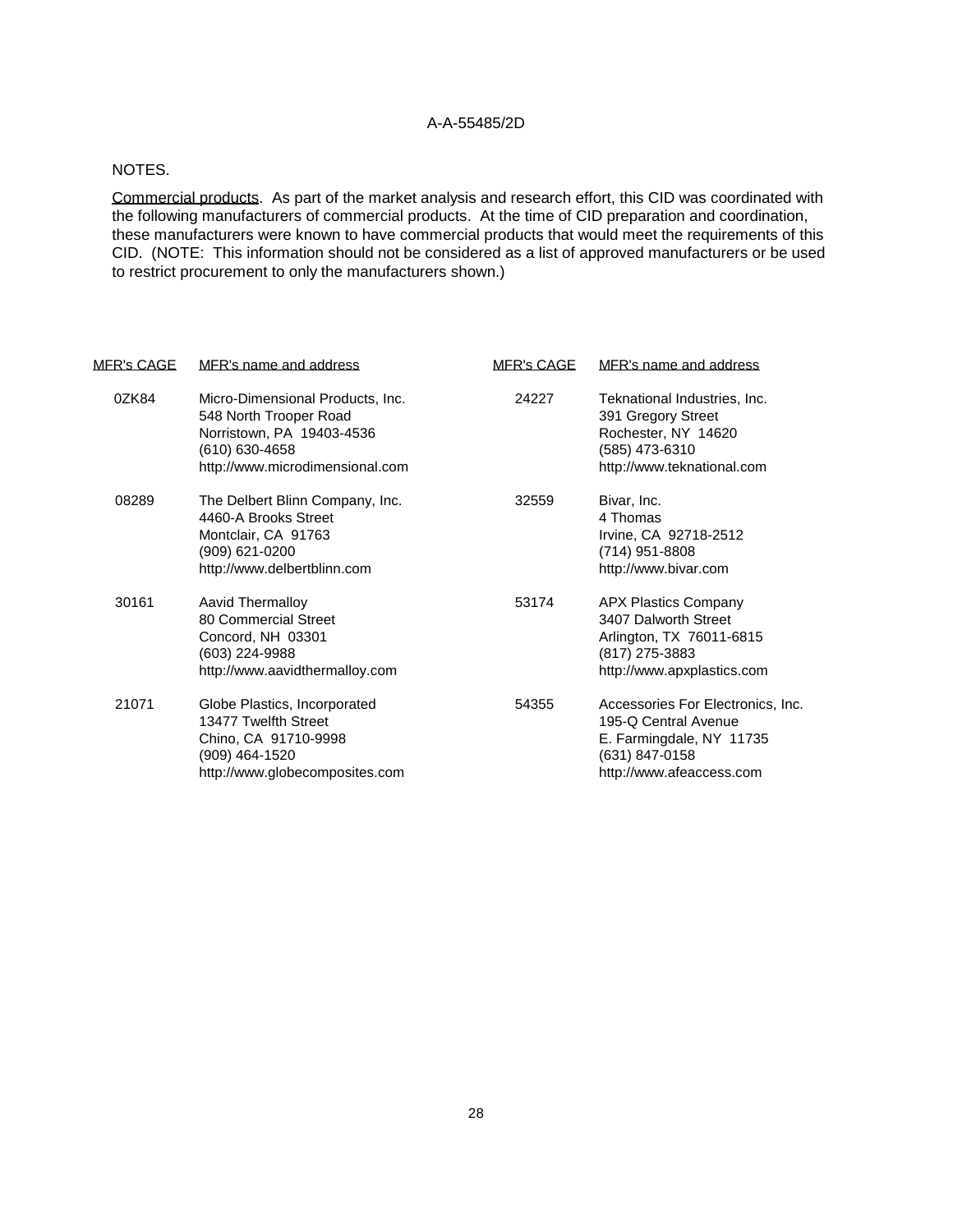NOTES.

Commercial products. As part of the market analysis and research effort, this CID was coordinated with the following manufacturers of commercial products. At the time of CID preparation and coordination, these manufacturers were known to have commercial products that would meet the requirements of this CID. (NOTE: This information should not be considered as a list of approved manufacturers or be used to restrict procurement to only the manufacturers shown.)

| MFR's CAGE | MFR's name and address | MFR's CAGE | MFR's name and address |
|---|---|---|---|
| 0ZK84 | Micro-Dimensional Products, Inc.<br>548 North Trooper Road<br>Norristown, PA 19403-4536<br>(610) 630-4658<br>http://www.microdimensional.com | 24227 | Teknational Industries, Inc.<br>391 Gregory Street<br>Rochester, NY 14620<br>(585) 473-6310<br>http://www.teknational.com |
| 08289 | The Delbert Blinn Company, Inc.<br>4460-A Brooks Street<br>Montclair, CA 91763<br>(909) 621-0200<br>http://www.delbertblinn.com | 32559 | Bivar, Inc.<br>4 Thomas<br>Irvine, CA 92718-2512<br>(714) 951-8808<br>http://www.bivar.com |
| 30161 | Aavid Thermalloy<br>80 Commercial Street<br>Concord, NH 03301<br>(603) 224-9988<br>http://www.aavidthermalloy.com | 53174 | APX Plastics Company<br>3407 Dalworth Street<br>Arlington, TX 76011-6815<br>(817) 275-3883<br>http://www.apxplastics.com |
| 21071 | Globe Plastics, Incorporated<br>13477 Twelfth Street<br>Chino, CA 91710-9998<br>(909) 464-1520<br>http://www.globecomposites.com | 54355 | Accessories For Electronics, Inc.<br>195-Q Central Avenue<br>E. Farmingdale, NY 11735<br>(631) 847-0158<br>http://www.afeaccess.com |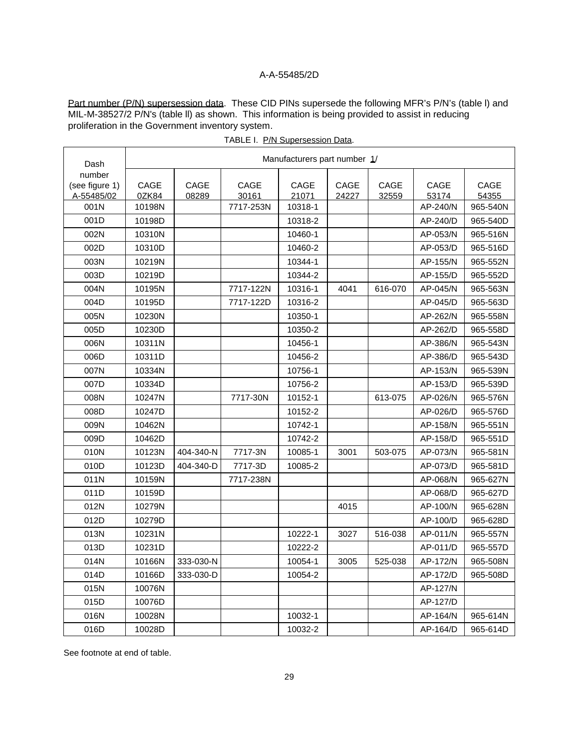Part number (P/N) supersession data. These CID PINs supersede the following MFR's P/N's (table I) and MIL-M-38527/2 P/N's (table II) as shown. This information is being provided to assist in reducing proliferation in the Government inventory system.

TABLE I. P/N Supersession Data.

| Dash number (see figure 1) A-55485/02 | Manufacturers part number 1/ | | | | | | | |
|---|---|---|---|---|---|---|---|---|
| | CAGE 0ZK84 | CAGE 08289 | CAGE 30161 | CAGE 21071 | CAGE 24227 | CAGE 32559 | CAGE 53174 | CAGE 54355 |
| 001N | 10198N | | 7717-253N | 10318-1 | | | AP-240/N | 965-540N |
| 001D | 10198D | | | 10318-2 | | | AP-240/D | 965-540D |
| 002N | 10310N | | | 10460-1 | | | AP-053/N | 965-516N |
| 002D | 10310D | | | 10460-2 | | | AP-053/D | 965-516D |
| 003N | 10219N | | | 10344-1 | | | AP-155/N | 965-552N |
| 003D | 10219D | | | 10344-2 | | | AP-155/D | 965-552D |
| 004N | 10195N | | 7717-122N | 10316-1 | 4041 | 616-070 | AP-045/N | 965-563N |
| 004D | 10195D | | 7717-122D | 10316-2 | | | AP-045/D | 965-563D |
| 005N | 10230N | | | 10350-1 | | | AP-262/N | 965-558N |
| 005D | 10230D | | | 10350-2 | | | AP-262/D | 965-558D |
| 006N | 10311N | | | 10456-1 | | | AP-386/N | 965-543N |
| 006D | 10311D | | | 10456-2 | | | AP-386/D | 965-543D |
| 007N | 10334N | | | 10756-1 | | | AP-153/N | 965-539N |
| 007D | 10334D | | | 10756-2 | | | AP-153/D | 965-539D |
| 008N | 10247N | | 7717-30N | 10152-1 | | 613-075 | AP-026/N | 965-576N |
| 008D | 10247D | | | 10152-2 | | | AP-026/D | 965-576D |
| 009N | 10462N | | | 10742-1 | | | AP-158/N | 965-551N |
| 009D | 10462D | | | 10742-2 | | | AP-158/D | 965-551D |
| 010N | 10123N | 404-340-N | 7717-3N | 10085-1 | 3001 | 503-075 | AP-073/N | 965-581N |
| 010D | 10123D | 404-340-D | 7717-3D | 10085-2 | | | AP-073/D | 965-581D |
| 011N | 10159N | | 7717-238N | | | | AP-068/N | 965-627N |
| 011D | 10159D | | | | | | AP-068/D | 965-627D |
| 012N | 10279N | | | | 4015 | | AP-100/N | 965-628N |
| 012D | 10279D | | | | | | AP-100/D | 965-628D |
| 013N | 10231N | | | 10222-1 | 3027 | 516-038 | AP-011/N | 965-557N |
| 013D | 10231D | | | 10222-2 | | | AP-011/D | 965-557D |
| 014N | 10166N | 333-030-N | | 10054-1 | 3005 | 525-038 | AP-172/N | 965-508N |
| 014D | 10166D | 333-030-D | | 10054-2 | | | AP-172/D | 965-508D |
| 015N | 10076N | | | | | | AP-127/N | |
| 015D | 10076D | | | | | | AP-127/D | |
| 016N | 10028N | | | 10032-1 | | | AP-164/N | 965-614N |
| 016D | 10028D | | | 10032-2 | | | AP-164/D | 965-614D |

See footnote at end of table.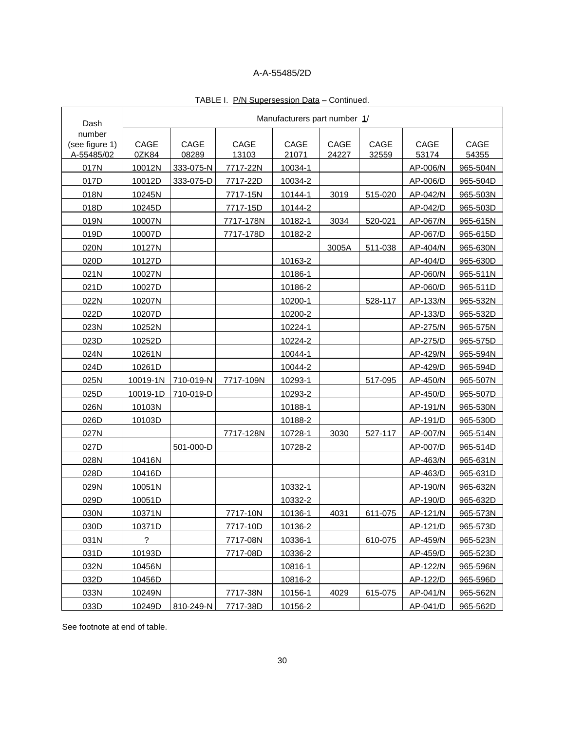TABLE I. P/N Supersession Data – Continued.

| Dash number (see figure 1) A-55485/02 | Manufacturers part number 1/ | | | | | | | |
|---|---|---|---|---|---|---|---|---|
| | CAGE 0ZK84 | CAGE 08289 | CAGE 13103 | CAGE 21071 | CAGE 24227 | CAGE 32559 | CAGE 53174 | CAGE 54355 |
| 017N | 10012N | 333-075-N | 7717-22N | 10034-1 | | | AP-006/N | 965-504N |
| 017D | 10012D | 333-075-D | 7717-22D | 10034-2 | | | AP-006/D | 965-504D |
| 018N | 10245N | | 7717-15N | 10144-1 | 3019 | 515-020 | AP-042/N | 965-503N |
| 018D | 10245D | | 7717-15D | 10144-2 | | | AP-042/D | 965-503D |
| 019N | 10007N | | 7717-178N | 10182-1 | 3034 | 520-021 | AP-067/N | 965-615N |
| 019D | 10007D | | 7717-178D | 10182-2 | | | AP-067/D | 965-615D |
| 020N | 10127N | | | | 3005A | 511-038 | AP-404/N | 965-630N |
| 020D | 10127D | | | 10163-2 | | | AP-404/D | 965-630D |
| 021N | 10027N | | | 10186-1 | | | AP-060/N | 965-511N |
| 021D | 10027D | | | 10186-2 | | | AP-060/D | 965-511D |
| 022N | 10207N | | | 10200-1 | | 528-117 | AP-133/N | 965-532N |
| 022D | 10207D | | | 10200-2 | | | AP-133/D | 965-532D |
| 023N | 10252N | | | 10224-1 | | | AP-275/N | 965-575N |
| 023D | 10252D | | | 10224-2 | | | AP-275/D | 965-575D |
| 024N | 10261N | | | 10044-1 | | | AP-429/N | 965-594N |
| 024D | 10261D | | | 10044-2 | | | AP-429/D | 965-594D |
| 025N | 10019-1N | 710-019-N | 7717-109N | 10293-1 | | 517-095 | AP-450/N | 965-507N |
| 025D | 10019-1D | 710-019-D | | 10293-2 | | | AP-450/D | 965-507D |
| 026N | 10103N | | | 10188-1 | | | AP-191/N | 965-530N |
| 026D | 10103D | | | 10188-2 | | | AP-191/D | 965-530D |
| 027N | | | 7717-128N | 10728-1 | 3030 | 527-117 | AP-007/N | 965-514N |
| 027D | | 501-000-D | | 10728-2 | | | AP-007/D | 965-514D |
| 028N | 10416N | | | | | | AP-463/N | 965-631N |
| 028D | 10416D | | | | | | AP-463/D | 965-631D |
| 029N | 10051N | | | 10332-1 | | | AP-190/N | 965-632N |
| 029D | 10051D | | | 10332-2 | | | AP-190/D | 965-632D |
| 030N | 10371N | | 7717-10N | 10136-1 | 4031 | 611-075 | AP-121/N | 965-573N |
| 030D | 10371D | | 7717-10D | 10136-2 | | | AP-121/D | 965-573D |
| 031N | ? | | 7717-08N | 10336-1 | | 610-075 | AP-459/N | 965-523N |
| 031D | 10193D | | 7717-08D | 10336-2 | | | AP-459/D | 965-523D |
| 032N | 10456N | | | 10816-1 | | | AP-122/N | 965-596N |
| 032D | 10456D | | | 10816-2 | | | AP-122/D | 965-596D |
| 033N | 10249N | | 7717-38N | 10156-1 | 4029 | 615-075 | AP-041/N | 965-562N |
| 033D | 10249D | 810-249-N | 7717-38D | 10156-2 | | | AP-041/D | 965-562D |

See footnote at end of table.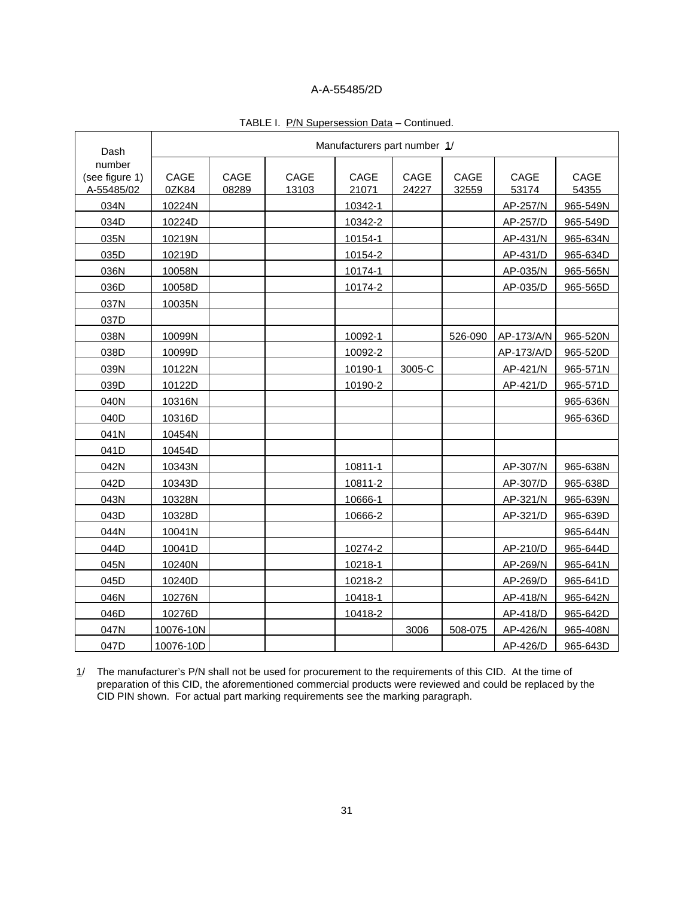TABLE I. P/N Supersession Data – Continued.

| Dash number (see figure 1) A-55485/02 | Manufacturers part number 1/ | | | | | | | |
|---|---|---|---|---|---|---|---|---|
| | CAGE 0ZK84 | CAGE 08289 | CAGE 13103 | CAGE 21071 | CAGE 24227 | CAGE 32559 | CAGE 53174 | CAGE 54355 |
| 034N | 10224N | | | 10342-1 | | | AP-257/N | 965-549N |
| 034D | 10224D | | | 10342-2 | | | AP-257/D | 965-549D |
| 035N | 10219N | | | 10154-1 | | | AP-431/N | 965-634N |
| 035D | 10219D | | | 10154-2 | | | AP-431/D | 965-634D |
| 036N | 10058N | | | 10174-1 | | | AP-035/N | 965-565N |
| 036D | 10058D | | | 10174-2 | | | AP-035/D | 965-565D |
| 037N | 10035N | | | | | | | |
| 037D | | | | | | | | |
| 038N | 10099N | | | 10092-1 | | 526-090 | AP-173/A/N | 965-520N |
| 038D | 10099D | | | 10092-2 | | | AP-173/A/D | 965-520D |
| 039N | 10122N | | | 10190-1 | 3005-C | | AP-421/N | 965-571N |
| 039D | 10122D | | | 10190-2 | | | AP-421/D | 965-571D |
| 040N | 10316N | | | | | | | 965-636N |
| 040D | 10316D | | | | | | | 965-636D |
| 041N | 10454N | | | | | | | |
| 041D | 10454D | | | | | | | |
| 042N | 10343N | | | 10811-1 | | | AP-307/N | 965-638N |
| 042D | 10343D | | | 10811-2 | | | AP-307/D | 965-638D |
| 043N | 10328N | | | 10666-1 | | | AP-321/N | 965-639N |
| 043D | 10328D | | | 10666-2 | | | AP-321/D | 965-639D |
| 044N | 10041N | | | | | | | 965-644N |
| 044D | 10041D | | | 10274-2 | | | AP-210/D | 965-644D |
| 045N | 10240N | | | 10218-1 | | | AP-269/N | 965-641N |
| 045D | 10240D | | | 10218-2 | | | AP-269/D | 965-641D |
| 046N | 10276N | | | 10418-1 | | | AP-418/N | 965-642N |
| 046D | 10276D | | | 10418-2 | | | AP-418/D | 965-642D |
| 047N | 10076-10N | | | | 3006 | 508-075 | AP-426/N | 965-408N |
| 047D | 10076-10D | | | | | | AP-426/D | 965-643D |

1/ The manufacturer's P/N shall not be used for procurement to the requirements of this CID. At the time of preparation of this CID, the aforementioned commercial products were reviewed and could be replaced by the CID PIN shown. For actual part marking requirements see the marking paragraph.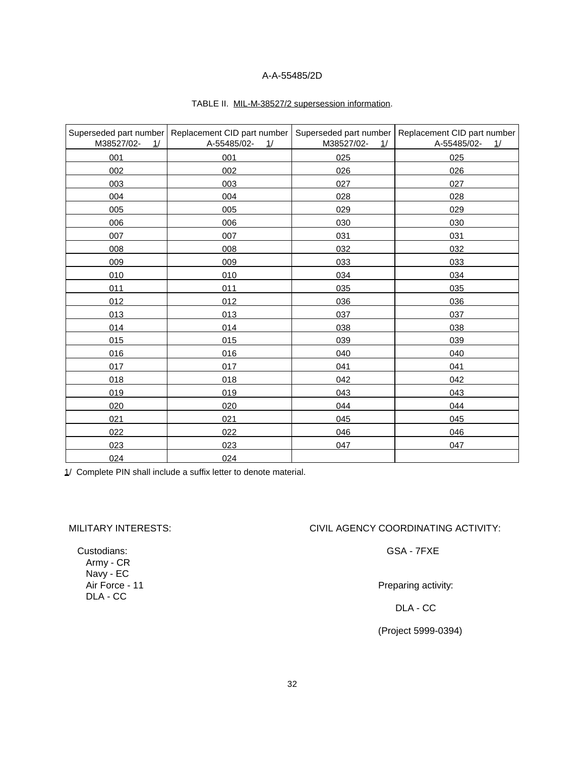TABLE II. MIL-M-38527/2 supersession information.

| Superseded part number M38527/02- 1/ | Replacement CID part number A-55485/02- 1/ | Superseded part number M38527/02- 1/ | Replacement CID part number A-55485/02- 1/ |
|---|---|---|---|
| 001 | 001 | 025 | 025 |
| 002 | 002 | 026 | 026 |
| 003 | 003 | 027 | 027 |
| 004 | 004 | 028 | 028 |
| 005 | 005 | 029 | 029 |
| 006 | 006 | 030 | 030 |
| 007 | 007 | 031 | 031 |
| 008 | 008 | 032 | 032 |
| 009 | 009 | 033 | 033 |
| 010 | 010 | 034 | 034 |
| 011 | 011 | 035 | 035 |
| 012 | 012 | 036 | 036 |
| 013 | 013 | 037 | 037 |
| 014 | 014 | 038 | 038 |
| 015 | 015 | 039 | 039 |
| 016 | 016 | 040 | 040 |
| 017 | 017 | 041 | 041 |
| 018 | 018 | 042 | 042 |
| 019 | 019 | 043 | 043 |
| 020 | 020 | 044 | 044 |
| 021 | 021 | 045 | 045 |
| 022 | 022 | 046 | 046 |
| 023 | 023 | 047 | 047 |
| 024 | 024 | | |

1/ Complete PIN shall include a suffix letter to denote material.

MILITARY INTERESTS:

Custodians:
Army - CR
Navy - EC
Air Force - 11
DLA - CC

CIVIL AGENCY COORDINATING ACTIVITY:

GSA - 7FXE

Preparing activity:

DLA - CC

(Project 5999-0394)